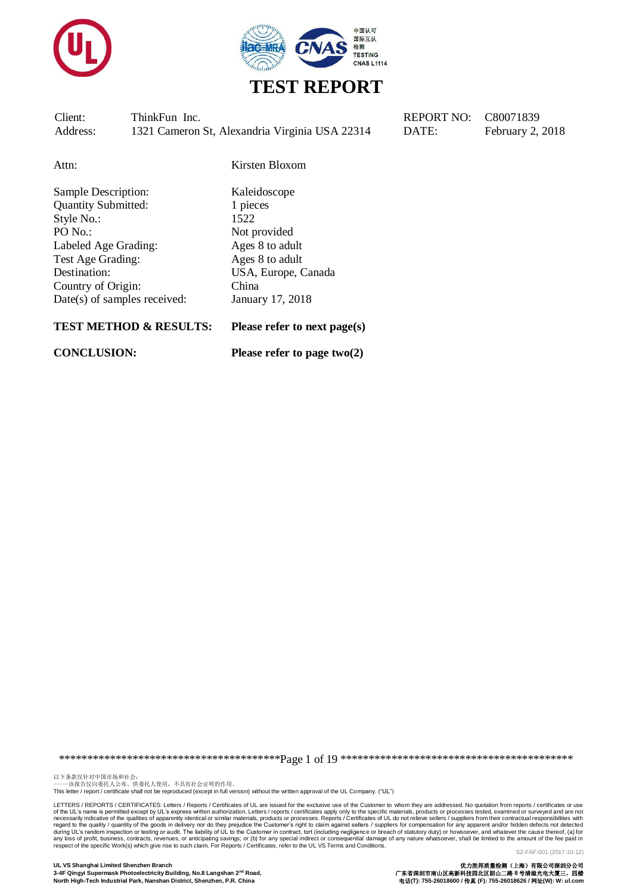# TEST REPORT

| | | | |
|---|---|---|---|
| Client: | ThinkFun Inc. | REPORT NO: | C80071839 |
| Address: | 1321 Cameron St, Alexandria Virginia USA 22314 | DATE: | February 2, 2018 |

Attn: Kirsten Bloxom

| | |
|---|---|
| Sample Description: | Kaleidoscope |
| Quantity Submitted: | 1 pieces |
| Style No.: | 1522 |
| PO No.: | Not provided |
| Labeled Age Grading: | Ages 8 to adult |
| Test Age Grading: | Ages 8 to adult |
| Destination: | USA, Europe, Canada |
| Country of Origin: | China |
| Date(s) of samples received: | January 17, 2018 |

**TEST METHOD & RESULTS:** **Please refer to next page(s)**

**CONCLUSION:** **Please refer to page two(2)**

以下条款仅针对中国市场和社会：
——该报告仅向委托人公布、供委托人使用，不具有社会证明的作用。
This letter / report / certificate shall not be reproduced (except in full version) without the written approval of the UL Company. ("UL")

LETTERS / REPORTS / CERTIFICATES: Letters / Reports / Certificates of UL are issued for the exclusive use of the Customer to whom they are addressed. No quotation from reports / certificates or use of the UL's name is permitted except by UL's express written authorization. Letters / reports / certificates apply only to the specific materials, products or processes tested, examined or surveyed and are not necessarily indicative of the qualities of apparently identical or similar materials, products or processes. Reports / Certificates of UL do not relieve sellers / suppliers from their contractual responsibilities with regard to the quality / quantity of the goods in delivery nor do they prejudice the Customer's right to claim against sellers / suppliers for compensation for any apparent and/or hidden defects not detected during UL's random inspection or testing or audit. The liability of UL to the Customer in contract, tort (including negligence or breach of statutory duty) or howsoever, and whatever the cause thereof, (a) for any loss of profit, business, contracts, revenues, or anticipating savings; or (b) for any special indirect or consequential damage of any nature whatsoever, shall be limited to the amount of the fee paid in respect of the specific Work(s) which give rise to such claim. For Reports / Certificates, refer to the UL VS Terms and Conditions.

SZ-FAF-001 (2017-10-12)

**UL VS Shanghai Limited Shenzhen Branch**
**3-4F Qingyi Supermask Photoelectricity Building, No.8 Langshan 2nd Road, North High-Tech Industrial Park, Nanshan District, Shenzhen, P.R. China**

**优力胜邦质量检测（上海）有限公司深圳分公司**
**广东省深圳市南山区高新科技园北区朗山二路 8 号清溢光电大厦三、四楼**
**电话(T): 755-26018600 / 传真 (F): 755-26018626 / 网址(W): W: ul.com**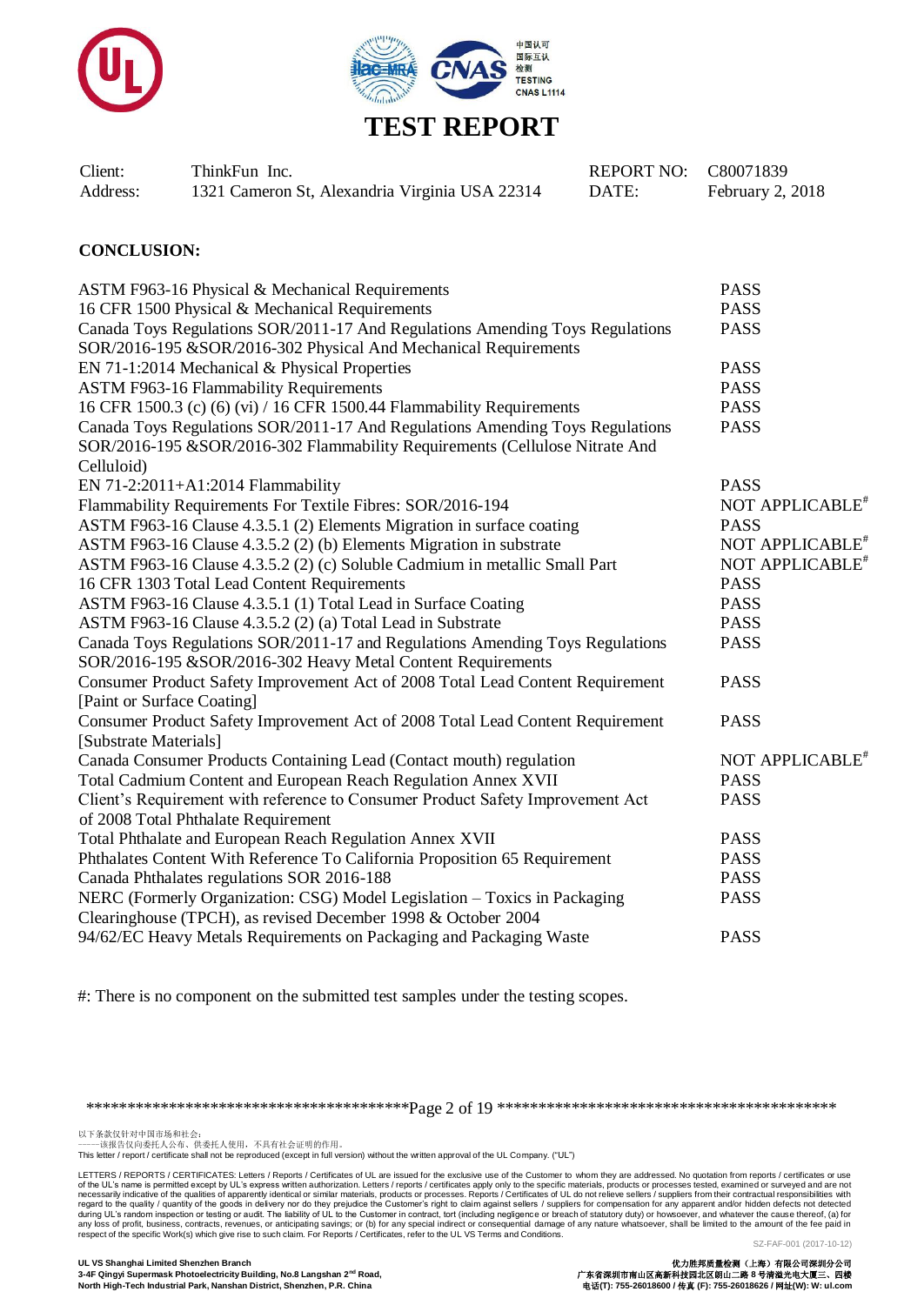# TEST REPORT

| Client: | ThinkFun Inc. | REPORT NO: | C80071839 |
|---|---|---|---|
| Address: | 1321 Cameron St, Alexandria Virginia USA 22314 | DATE: | February 2, 2018 |

**CONCLUSION:**

| Requirement | Result |
|---|---|
| ASTM F963-16 Physical & Mechanical Requirements | PASS |
| 16 CFR 1500 Physical & Mechanical Requirements | PASS |
| Canada Toys Regulations SOR/2011-17 And Regulations Amending Toys Regulations SOR/2016-195 &SOR/2016-302 Physical And Mechanical Requirements | PASS |
| EN 71-1:2014 Mechanical & Physical Properties | PASS |
| ASTM F963-16 Flammability Requirements | PASS |
| 16 CFR 1500.3 (c) (6) (vi) / 16 CFR 1500.44 Flammability Requirements | PASS |
| Canada Toys Regulations SOR/2011-17 And Regulations Amending Toys Regulations SOR/2016-195 &SOR/2016-302 Flammability Requirements (Cellulose Nitrate And Celluloid) | PASS |
| EN 71-2:2011+A1:2014 Flammability | PASS |
| Flammability Requirements For Textile Fibres: SOR/2016-194 | NOT APPLICABLE# |
| ASTM F963-16 Clause 4.3.5.1 (2) Elements Migration in surface coating | PASS |
| ASTM F963-16 Clause 4.3.5.2 (2) (b) Elements Migration in substrate | NOT APPLICABLE# |
| ASTM F963-16 Clause 4.3.5.2 (2) (c) Soluble Cadmium in metallic Small Part | NOT APPLICABLE# |
| 16 CFR 1303 Total Lead Content Requirements | PASS |
| ASTM F963-16 Clause 4.3.5.1 (1) Total Lead in Surface Coating | PASS |
| ASTM F963-16 Clause 4.3.5.2 (2) (a) Total Lead in Substrate | PASS |
| Canada Toys Regulations SOR/2011-17 and Regulations Amending Toys Regulations SOR/2016-195 &SOR/2016-302 Heavy Metal Content Requirements | PASS |
| Consumer Product Safety Improvement Act of 2008 Total Lead Content Requirement [Paint or Surface Coating] | PASS |
| Consumer Product Safety Improvement Act of 2008 Total Lead Content Requirement [Substrate Materials] | PASS |
| Canada Consumer Products Containing Lead (Contact mouth) regulation | NOT APPLICABLE# |
| Total Cadmium Content and European Reach Regulation Annex XVII | PASS |
| Client's Requirement with reference to Consumer Product Safety Improvement Act of 2008 Total Phthalate Requirement | PASS |
| Total Phthalate and European Reach Regulation Annex XVII | PASS |
| Phthalates Content With Reference To California Proposition 65 Requirement | PASS |
| Canada Phthalates regulations SOR 2016-188 | PASS |
| NERC (Formerly Organization: CSG) Model Legislation – Toxics in Packaging Clearinghouse (TPCH), as revised December 1998 & October 2004 | PASS |
| 94/62/EC Heavy Metals Requirements on Packaging and Packaging Waste | PASS |

#: There is no component on the submitted test samples under the testing scopes.

以下条款仅针对中国市场和社会:
——该报告仅向委托人公布、供委托人使用，不具有社会证明的作用。
This letter / report / certificate shall not be reproduced (except in full version) without the written approval of the UL Company. ("UL")

LETTERS / REPORTS / CERTIFICATES: Letters / Reports / Certificates of UL are issued for the exclusive use of the Customer to whom they are addressed. No quotation from reports / certificates or use of the UL's name is permitted except by UL's express written authorization. Letters / reports / certificates apply only to the specific materials, products or processes tested, examined or surveyed and are not necessarily indicative of the qualities of apparently identical or similar materials, products or processes. Reports / Certificates of UL do not relieve sellers / suppliers from their contractual responsibilities with regard to the quality / quantity of the goods in delivery nor do they prejudice the Customer's right to claim against sellers / suppliers for compensation for any apparent and/or hidden defects not detected during UL's random inspection or testing or audit. The liability of UL to the Customer in contract, tort (including negligence or breach of statutory duty) or howsoever, and whatever the cause thereof, (a) for any loss of profit, business, contracts, revenues, or anticipating savings; or (b) for any special indirect or consequential damage of any nature whatsoever, shall be limited to the amount of the fee paid in respect of the specific Work(s) which give rise to such claim. For Reports / Certificates, refer to the UL VS Terms and Conditions.

SZ-FAF-001 (2017-10-12)

**UL VS Shanghai Limited Shenzhen Branch**
**3-4F Qingyi Supermask Photoelectricity Building, No.8 Langshan 2nd Road, North High-Tech Industrial Park, Nanshan District, Shenzhen, P.R. China**

**优力胜邦质量检测（上海）有限公司深圳分公司**
**广东省深圳市南山区高新科技园北区朗山二路 8 号清溢光电大厦三、四楼**
**电话(T): 755-26018600 / 传真 (F): 755-26018626 / 网址(W): W: ul.com**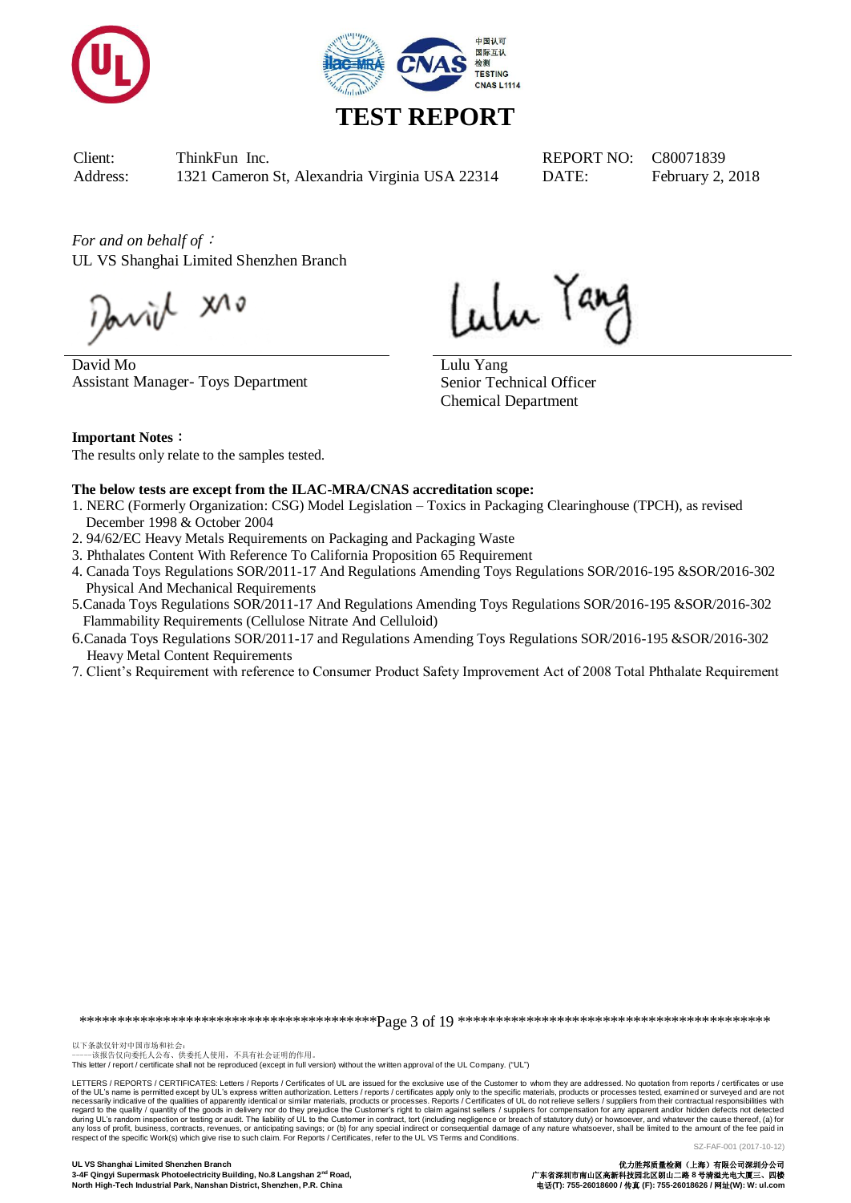# TEST REPORT

| Client: | ThinkFun Inc. | REPORT NO: | C80071839 |
|---|---|---|---|
| Address: | 1321 Cameron St, Alexandria Virginia USA 22314 | DATE: | February 2, 2018 |

*For and on behalf of*：
UL VS Shanghai Limited Shenzhen Branch

David Mo
Assistant Manager- Toys Department

Lulu Yang
Senior Technical Officer
Chemical Department

**Important Notes：**
The results only relate to the samples tested.

**The below tests are except from the ILAC-MRA/CNAS accreditation scope:**

1. NERC (Formerly Organization: CSG) Model Legislation – Toxics in Packaging Clearinghouse (TPCH), as revised December 1998 & October 2004
2. 94/62/EC Heavy Metals Requirements on Packaging and Packaging Waste
3. Phthalates Content With Reference To California Proposition 65 Requirement
4. Canada Toys Regulations SOR/2011-17 And Regulations Amending Toys Regulations SOR/2016-195 &SOR/2016-302 Physical And Mechanical Requirements
5. Canada Toys Regulations SOR/2011-17 And Regulations Amending Toys Regulations SOR/2016-195 &SOR/2016-302 Flammability Requirements (Cellulose Nitrate And Celluloid)
6. Canada Toys Regulations SOR/2011-17 and Regulations Amending Toys Regulations SOR/2016-195 &SOR/2016-302 Heavy Metal Content Requirements
7. Client's Requirement with reference to Consumer Product Safety Improvement Act of 2008 Total Phthalate Requirement

以下条款仅针对中国市场和社会：
——该报告仅向委托人公布、供委托人使用，不具有社会证明的作用。
This letter / report / certificate shall not be reproduced (except in full version) without the written approval of the UL Company. ("UL")

LETTERS / REPORTS / CERTIFICATES: Letters / Reports / Certificates of UL are issued for the exclusive use of the Customer to whom they are addressed. No quotation from reports / certificates or use of the UL's name is permitted except by UL's express written authorization. Letters / reports / certificates apply only to the specific materials, products or processes tested, examined or surveyed and are not necessarily indicative of the qualities of apparently identical or similar materials, products or processes. Reports / Certificates of UL do not relieve sellers / suppliers from their contractual responsibilities with regard to the quality / quantity of the goods in delivery nor do they prejudice the Customer's right to claim against sellers / suppliers for compensation for any apparent and/or hidden defects not detected during UL's random inspection or testing or audit. The liability of UL to the Customer in contract, tort (including negligence or breach of statutory duty) or howsoever, and whatever the cause thereof, (a) for any loss of profit, business, contracts, revenues, or anticipating savings; or (b) for any special indirect or consequential damage of any nature whatsoever, shall be limited to the amount of the fee paid in respect of the specific Work(s) which give rise to such claim. For Reports / Certificates, refer to the UL VS Terms and Conditions.

SZ-FAF-001 (2017-10-12)

**UL VS Shanghai Limited Shenzhen Branch**
**3-4F Qingyi Supermask Photoelectricity Building, No.8 Langshan 2nd Road, North High-Tech Industrial Park, Nanshan District, Shenzhen, P.R. China**

**优力胜邦质量检测（上海）有限公司深圳分公司**
**广东省深圳市南山区高新科技园北区朗山二路 8 号清溢光电大厦三、四楼**
**电话(T): 755-26018600 / 传真 (F): 755-26018626 / 网址(W): W: ul.com**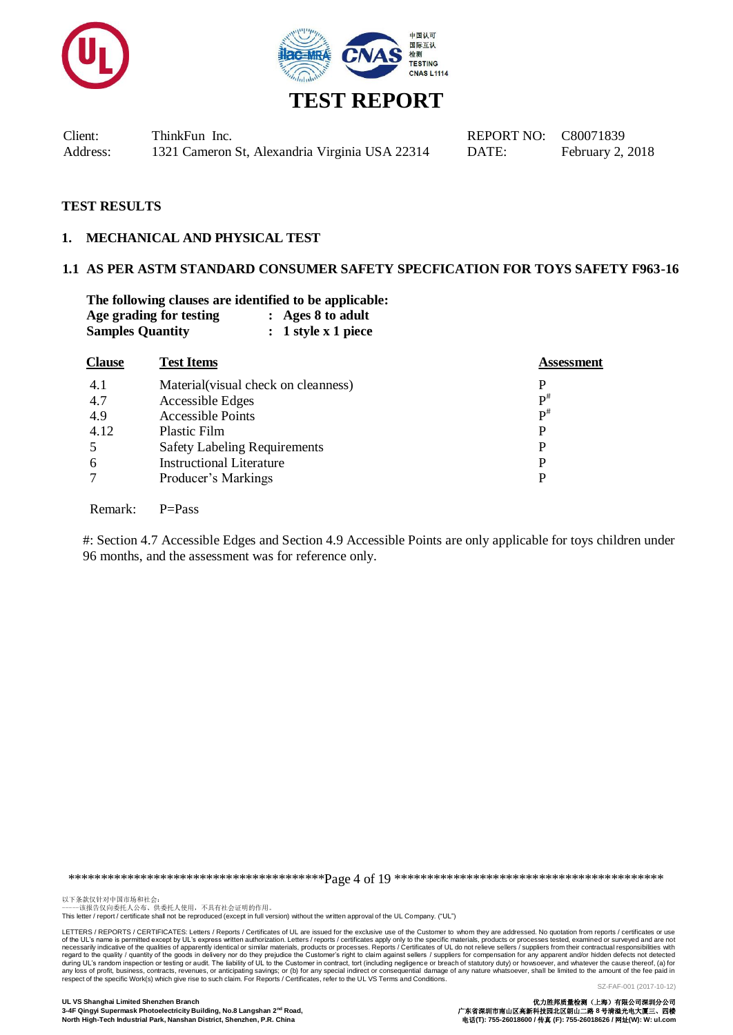# TEST REPORT

| Client: | ThinkFun Inc. | REPORT NO: | C80071839 |
|---|---|---|---|
| Address: | 1321 Cameron St, Alexandria Virginia USA 22314 | DATE: | February 2, 2018 |

## TEST RESULTS

### 1. MECHANICAL AND PHYSICAL TEST

### 1.1 AS PER ASTM STANDARD CONSUMER SAFETY SPECFICATION FOR TOYS SAFETY F963-16

**The following clauses are identified to be applicable:**

**Age grading for testing : Ages 8 to adult**

**Samples Quantity : 1 style x 1 piece**

| Clause | Test Items | Assessment |
|---|---|---|
| 4.1 | Material(visual check on cleanness) | P |
| 4.7 | Accessible Edges | P# |
| 4.9 | Accessible Points | P# |
| 4.12 | Plastic Film | P |
| 5 | Safety Labeling Requirements | P |
| 6 | Instructional Literature | P |
| 7 | Producer's Markings | P |

Remark: P=Pass

#: Section 4.7 Accessible Edges and Section 4.9 Accessible Points are only applicable for toys children under 96 months, and the assessment was for reference only.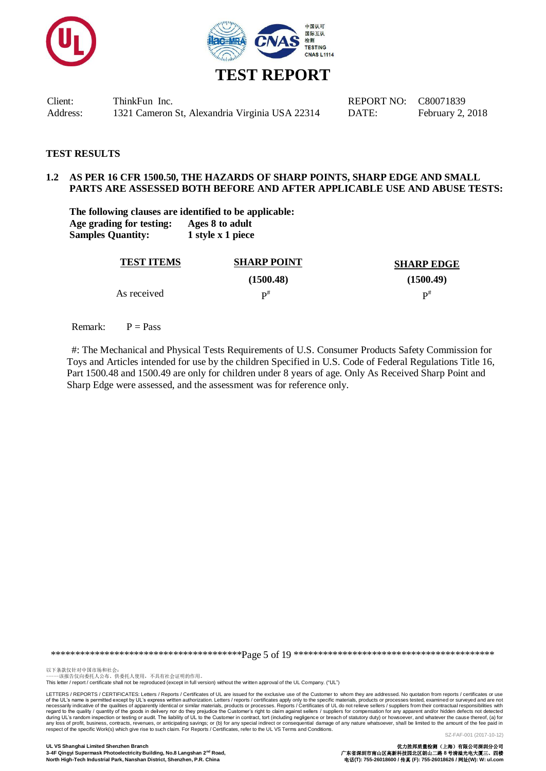# TEST REPORT

| Client: | ThinkFun Inc. | REPORT NO: | C80071839 |
|---|---|---|---|
| Address: | 1321 Cameron St, Alexandria Virginia USA 22314 | DATE: | February 2, 2018 |

## TEST RESULTS

**1.2 AS PER 16 CFR 1500.50, THE HAZARDS OF SHARP POINTS, SHARP EDGE AND SMALL PARTS ARE ASSESSED BOTH BEFORE AND AFTER APPLICABLE USE AND ABUSE TESTS:**

**The following clauses are identified to be applicable:**
**Age grading for testing:** **Ages 8 to adult**
**Samples Quantity:** **1 style x 1 piece**

| TEST ITEMS | SHARP POINT (1500.48) | SHARP EDGE (1500.49) |
|---|---|---|
| As received | P# | P# |

Remark: P = Pass

#: The Mechanical and Physical Tests Requirements of U.S. Consumer Products Safety Commission for Toys and Articles intended for use by the children Specified in U.S. Code of Federal Regulations Title 16, Part 1500.48 and 1500.49 are only for children under 8 years of age. Only As Received Sharp Point and Sharp Edge were assessed, and the assessment was for reference only.

以下条款仅针对中国市场和社会：
——该报告仅向委托人公布、供委托人使用，不具有社会证明的作用。
This letter / report / certificate shall not be reproduced (except in full version) without the written approval of the UL Company. ("UL")

LETTERS / REPORTS / CERTIFICATES: Letters / Reports / Certificates of UL are issued for the exclusive use of the Customer to whom they are addressed. No quotation from reports / certificates or use of the UL's name is permitted except by UL's express written authorization. Letters / reports / certificates apply only to the specific materials, products or processes tested, examined or surveyed and are not necessarily indicative of the qualities of apparently identical or similar materials, products or processes. Reports / Certificates of UL do not relieve sellers / suppliers from their contractual responsibilities with regard to the quality / quantity of the goods in delivery nor do they prejudice the Customer's right to claim against sellers / suppliers for compensation for any apparent and/or hidden defects not detected during UL's random inspection or testing or audit. The liability of UL to the Customer in contract, tort (including negligence or breach of statutory duty) or howsoever, and whatever the cause thereof, (a) for any loss of profit, business, contracts, revenues, or anticipating savings; or (b) for any special indirect or consequential damage of any nature whatsoever, shall be limited to the amount of the fee paid in respect of the specific Work(s) which give rise to such claim. For Reports / Certificates, refer to the UL VS Terms and Conditions.

SZ-FAF-001 (2017-10-12)

**UL VS Shanghai Limited Shenzhen Branch**
**3-4F Qingyi Supermask Photoelectricity Building, No.8 Langshan 2nd Road, North High-Tech Industrial Park, Nanshan District, Shenzhen, P.R. China**

**优力胜邦质量检测（上海）有限公司深圳分公司**
**广东省深圳市南山区高新科技园北区朗山二路8号清溢光电大厦三、四楼**
**电话(T): 755-26018600 / 传真 (F): 755-26018626 / 网址(W): W: ul.com**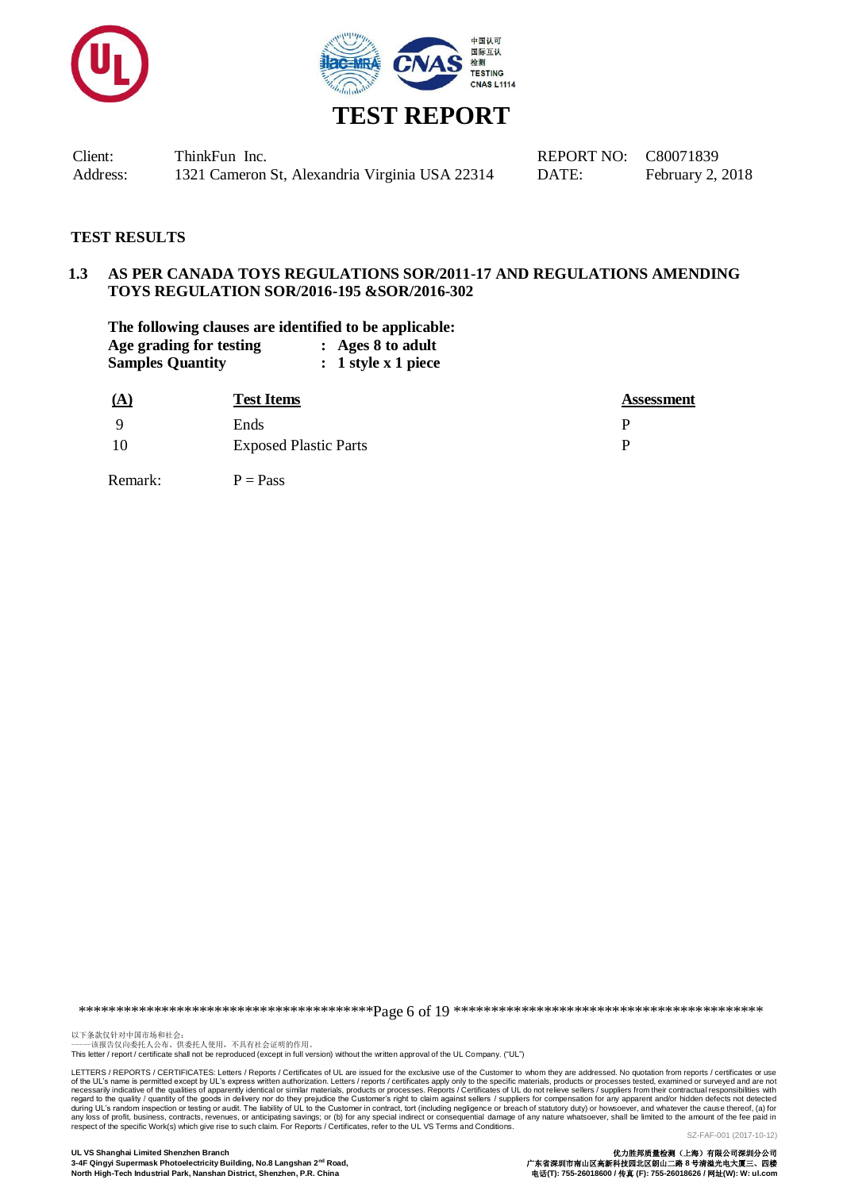# TEST REPORT

| Client: | ThinkFun Inc. | REPORT NO: | C80071839 |
|---|---|---|---|
| Address: | 1321 Cameron St, Alexandria Virginia USA 22314 | DATE: | February 2, 2018 |

## TEST RESULTS

### 1.3 AS PER CANADA TOYS REGULATIONS SOR/2011-17 AND REGULATIONS AMENDING TOYS REGULATION SOR/2016-195 &SOR/2016-302

**The following clauses are identified to be applicable:**

**Age grading for testing : Ages 8 to adult**

**Samples Quantity : 1 style x 1 piece**

| (A) | Test Items | Assessment |
|---|---|---|
| 9 | Ends | P |
| 10 | Exposed Plastic Parts | P |

Remark: P = Pass

以下条款仅针对中国市场和社会：
——该报告仅向委托人公布、供委托人使用，不具有社会证明的作用。
This letter / report / certificate shall not be reproduced (except in full version) without the written approval of the UL Company. ("UL")

LETTERS / REPORTS / CERTIFICATES: Letters / Reports / Certificates of UL are issued for the exclusive use of the Customer to whom they are addressed. No quotation from reports / certificates or use of the UL's name is permitted except by UL's express written authorization. Letters / reports / certificates apply only to the specific materials, products or processes tested, examined or surveyed and are not necessarily indicative of the qualities of apparently identical or similar materials, products or processes. Reports / Certificates of UL do not relieve sellers / suppliers from their contractual responsibilities with regard to the quality / quantity of the goods in delivery nor do they prejudice the Customer's right to claim against sellers / suppliers for compensation for any apparent and/or hidden defects not detected during UL's random inspection or testing or audit. The liability of UL to the Customer in contract, tort (including negligence or breach of statutory duty) or howsoever, and whatever the cause thereof, (a) for any loss of profit, business, contracts, revenues, or anticipating savings; or (b) for any special indirect or consequential damage of any nature whatsoever, shall be limited to the amount of the fee paid in respect of the specific Work(s) which give rise to such claim. For Reports / Certificates, refer to the UL VS Terms and Conditions.

SZ-FAF-001 (2017-10-12)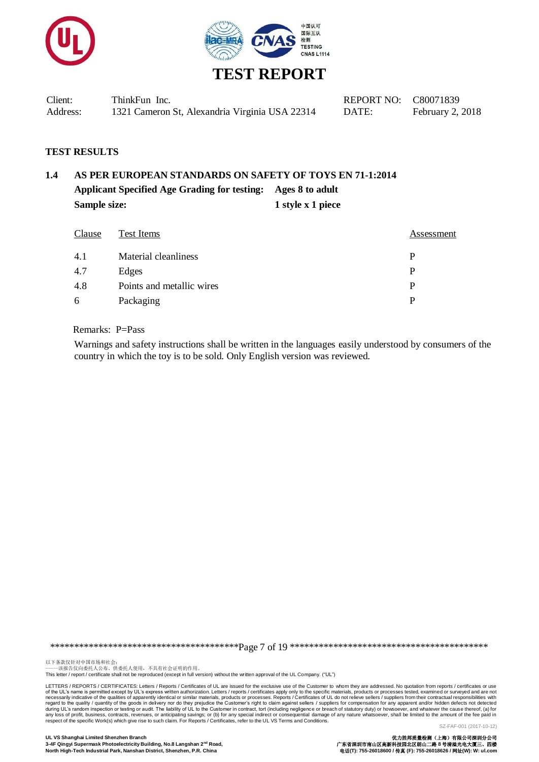# TEST REPORT

| Client: | ThinkFun Inc. | REPORT NO: | C80071839 |
|---|---|---|---|
| Address: | 1321 Cameron St, Alexandria Virginia USA 22314 | DATE: | February 2, 2018 |

## TEST RESULTS

### 1.4 AS PER EUROPEAN STANDARDS ON SAFETY OF TOYS EN 71-1:2014

**Applicant Specified Age Grading for testing:** **Ages 8 to adult**

**Sample size:** **1 style x 1 piece**

| Clause | Test Items | Assessment |
|---|---|---|
| 4.1 | Material cleanliness | P |
| 4.7 | Edges | P |
| 4.8 | Points and metallic wires | P |
| 6 | Packaging | P |

Remarks: P=Pass

Warnings and safety instructions shall be written in the languages easily understood by consumers of the country in which the toy is to be sold. Only English version was reviewed.

以下条款仅针对中国市场和社会：
——该报告仅向委托人公布、供委托人使用，不具有社会证明的作用。
This letter / report / certificate shall not be reproduced (except in full version) without the written approval of the UL Company. ("UL")

LETTERS / REPORTS / CERTIFICATES: Letters / Reports / Certificates of UL are issued for the exclusive use of the Customer to whom they are addressed. No quotation from reports / certificates or use of the UL's name is permitted except by UL's express written authorization. Letters / reports / certificates apply only to the specific materials, products or processes tested, examined or surveyed and are not necessarily indicative of the qualities of apparently identical or similar materials, products or processes. Reports / Certificates of UL do not relieve sellers / suppliers from their contractual responsibilities with regard to the quality / quantity of the goods in delivery nor do they prejudice the Customer's right to claim against sellers / suppliers for compensation for any apparent and/or hidden defects not detected during UL's random inspection or testing or audit. The liability of UL to the Customer in contract, tort (including negligence or breach of statutory duty) or howsoever, and whatever the cause thereof, (a) for any loss of profit, business, contracts, revenues, or anticipating savings; or (b) for any special indirect or consequential damage of any nature whatsoever, shall be limited to the amount of the fee paid in respect of the specific Work(s) which give rise to such claim. For Reports / Certificates, refer to the UL VS Terms and Conditions.

SZ-FAF-001 (2017-10-12)

**UL VS Shanghai Limited Shenzhen Branch**
**3-4F Qingyi Supermask Photoelectricity Building, No.8 Langshan 2nd Road, North High-Tech Industrial Park, Nanshan District, Shenzhen, P.R. China**

**优力胜邦质量检测（上海）有限公司深圳分公司**
**广东省深圳市南山区高新科技园北区朗山二路 8 号清溢光电大厦三、四楼**
**电话(T): 755-26018600 / 传真 (F): 755-26018626 / 网址(W): W: ul.com**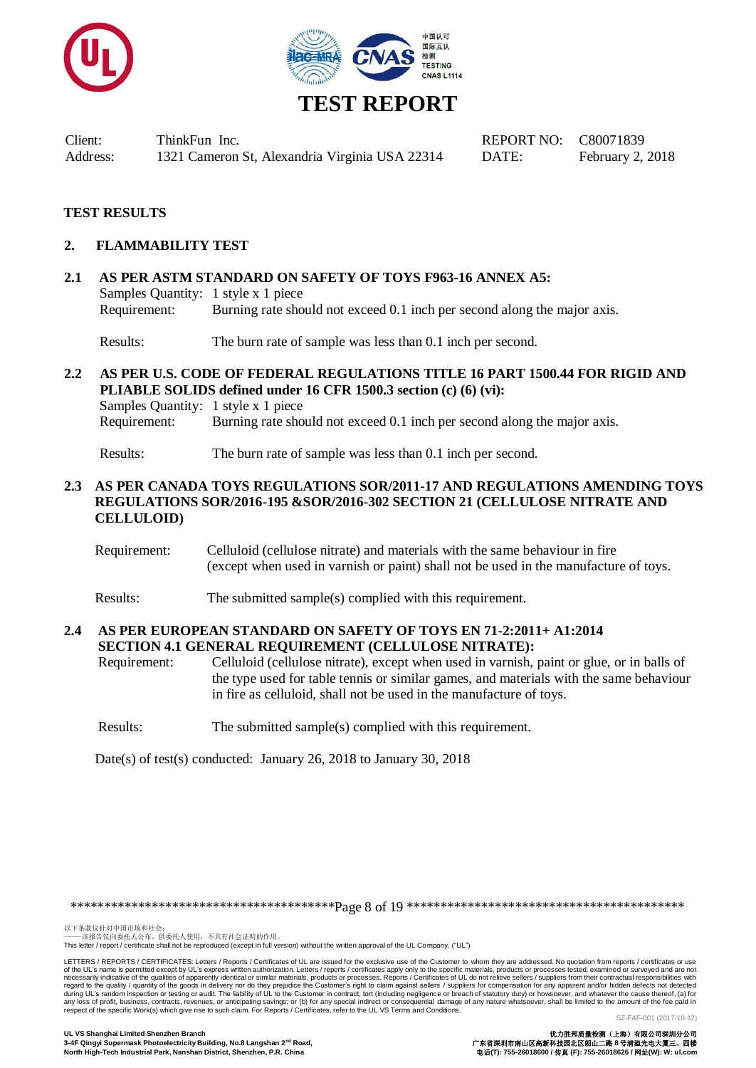# TEST REPORT

| | | | |
|---|---|---|---|
| Client: | ThinkFun Inc. | REPORT NO: | C80071839 |
| Address: | 1321 Cameron St, Alexandria Virginia USA 22314 | DATE: | February 2, 2018 |

## TEST RESULTS

### 2. FLAMMABILITY TEST

#### 2.1 AS PER ASTM STANDARD ON SAFETY OF TOYS F963-16 ANNEX A5:

Samples Quantity: 1 style x 1 piece
Requirement: Burning rate should not exceed 0.1 inch per second along the major axis.

Results: The burn rate of sample was less than 0.1 inch per second.

#### 2.2 AS PER U.S. CODE OF FEDERAL REGULATIONS TITLE 16 PART 1500.44 FOR RIGID AND PLIABLE SOLIDS defined under 16 CFR 1500.3 section (c) (6) (vi):

Samples Quantity: 1 style x 1 piece
Requirement: Burning rate should not exceed 0.1 inch per second along the major axis.

Results: The burn rate of sample was less than 0.1 inch per second.

#### 2.3 AS PER CANADA TOYS REGULATIONS SOR/2011-17 AND REGULATIONS AMENDING TOYS REGULATIONS SOR/2016-195 &SOR/2016-302 SECTION 21 (CELLULOSE NITRATE AND CELLULOID)

Requirement: Celluloid (cellulose nitrate) and materials with the same behaviour in fire (except when used in varnish or paint) shall not be used in the manufacture of toys.

Results: The submitted sample(s) complied with this requirement.

#### 2.4 AS PER EUROPEAN STANDARD ON SAFETY OF TOYS EN 71-2:2011+ A1:2014 SECTION 4.1 GENERAL REQUIREMENT (CELLULOSE NITRATE):

Requirement: Celluloid (cellulose nitrate), except when used in varnish, paint or glue, or in balls of the type used for table tennis or similar games, and materials with the same behaviour in fire as celluloid, shall not be used in the manufacture of toys.

Results: The submitted sample(s) complied with this requirement.

Date(s) of test(s) conducted: January 26, 2018 to January 30, 2018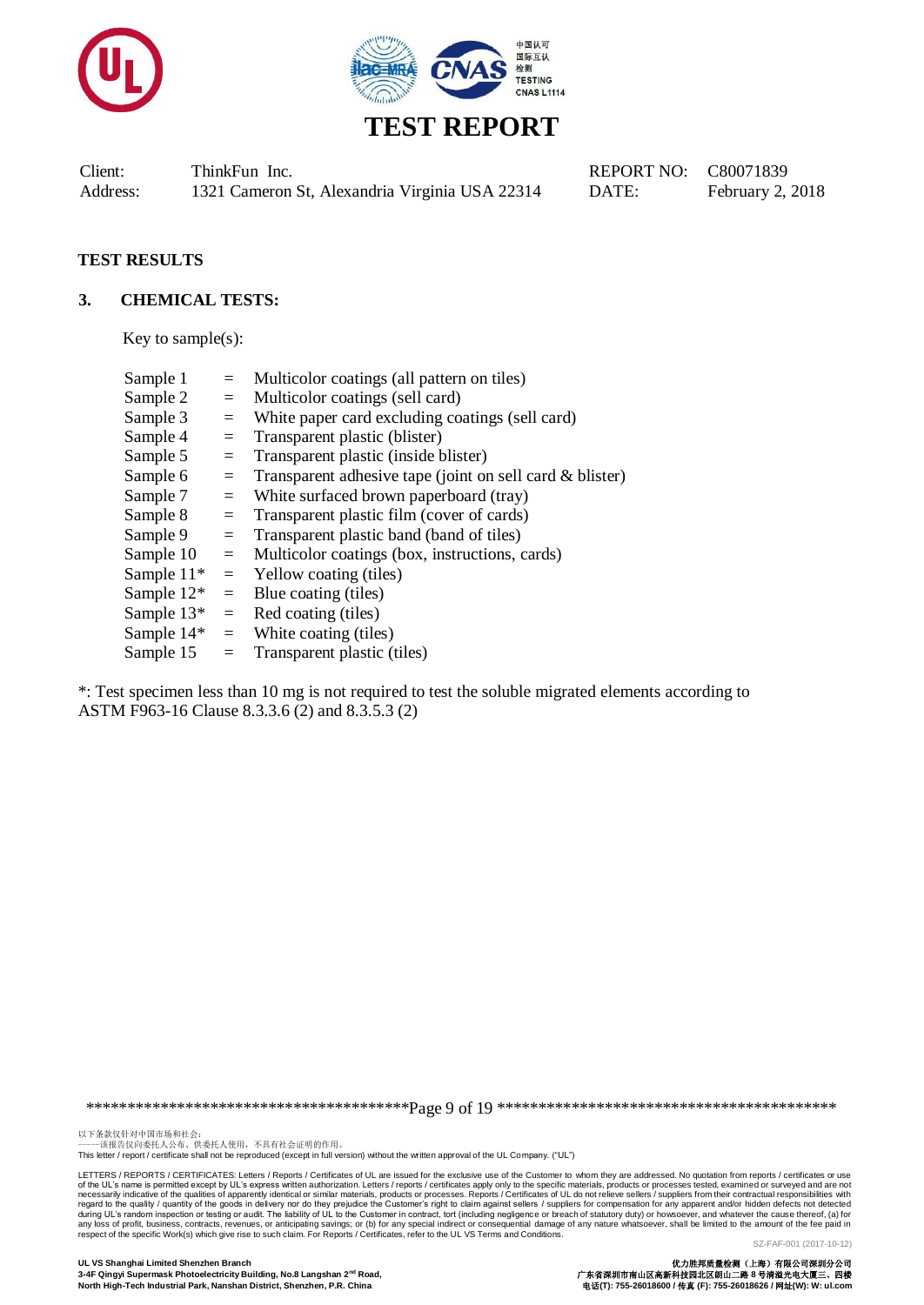# TEST REPORT

| Client: | ThinkFun Inc. | REPORT NO: | C80071839 |
|---|---|---|---|
| Address: | 1321 Cameron St, Alexandria Virginia USA 22314 | DATE: | February 2, 2018 |

## TEST RESULTS

### 3. CHEMICAL TESTS:

Key to sample(s):

| | | |
|---|---|---|
| Sample 1 | = | Multicolor coatings (all pattern on tiles) |
| Sample 2 | = | Multicolor coatings (sell card) |
| Sample 3 | = | White paper card excluding coatings (sell card) |
| Sample 4 | = | Transparent plastic (blister) |
| Sample 5 | = | Transparent plastic (inside blister) |
| Sample 6 | = | Transparent adhesive tape (joint on sell card & blister) |
| Sample 7 | = | White surfaced brown paperboard (tray) |
| Sample 8 | = | Transparent plastic film (cover of cards) |
| Sample 9 | = | Transparent plastic band (band of tiles) |
| Sample 10 | = | Multicolor coatings (box, instructions, cards) |
| Sample 11* | = | Yellow coating (tiles) |
| Sample 12* | = | Blue coating (tiles) |
| Sample 13* | = | Red coating (tiles) |
| Sample 14* | = | White coating (tiles) |
| Sample 15 | = | Transparent plastic (tiles) |

*: Test specimen less than 10 mg is not required to test the soluble migrated elements according to ASTM F963-16 Clause 8.3.3.6 (2) and 8.3.5.3 (2)

以下条款仅针对中国市场和社会:
——该报告仅向委托人公布、供委托人使用，不具有社会证明的作用。
This letter / report / certificate shall not be reproduced (except in full version) without the written approval of the UL Company. ("UL")

LETTERS / REPORTS / CERTIFICATES: Letters / Reports / Certificates of UL are issued for the exclusive use of the Customer to whom they are addressed. No quotation from reports / certificates or use of the UL's name is permitted except by UL's express written authorization. Letters / reports / certificates apply only to the specific materials, products or processes tested, examined or surveyed and are not necessarily indicative of the qualities of apparently identical or similar materials, products or processes. Reports / Certificates of UL do not relieve sellers / suppliers from their contractual responsibilities with regard to the quality / quantity of the goods in delivery nor do they prejudice the Customer's right to claim against sellers / suppliers for compensation for any apparent and/or hidden defects not detected during UL's random inspection or testing or audit. The liability of UL to the Customer in contract, tort (including negligence or breach of statutory duty) or howsoever, and whatever the cause thereof, (a) for any loss of profit, business, contracts, revenues, or anticipating savings; or (b) for any special indirect or consequential damage of any nature whatsoever, shall be limited to the amount of the fee paid in respect of the specific Work(s) which give rise to such claim. For Reports / Certificates, refer to the UL VS Terms and Conditions.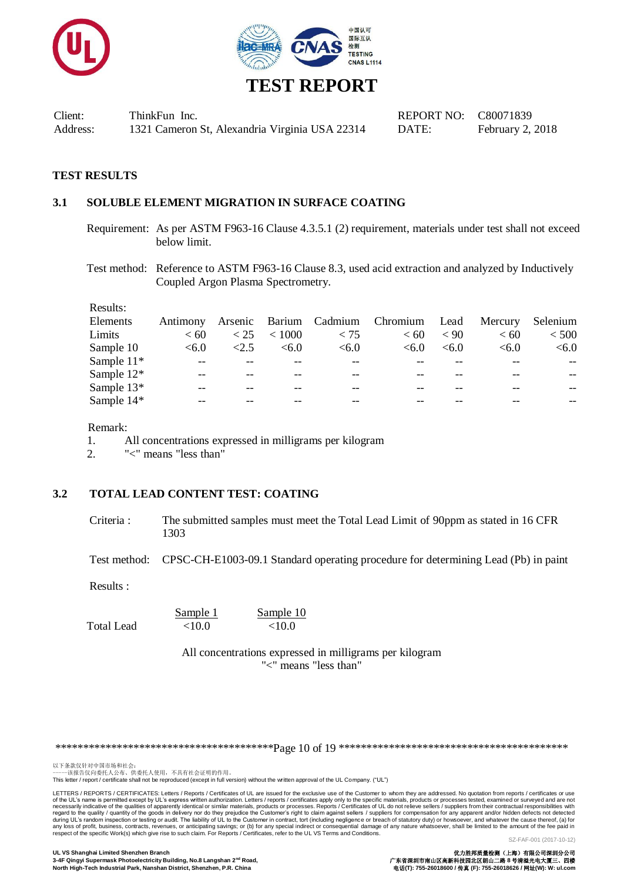# TEST REPORT

| | | | |
|---|---|---|---|
| Client: | ThinkFun Inc. | REPORT NO: | C80071839 |
| Address: | 1321 Cameron St, Alexandria Virginia USA 22314 | DATE: | February 2, 2018 |

## TEST RESULTS

### 3.1 SOLUBLE ELEMENT MIGRATION IN SURFACE COATING

Requirement: As per ASTM F963-16 Clause 4.3.5.1 (2) requirement, materials under test shall not exceed below limit.

Test method: Reference to ASTM F963-16 Clause 8.3, used acid extraction and analyzed by Inductively Coupled Argon Plasma Spectrometry.

Results:

| Elements | Antimony | Arsenic | Barium | Cadmium | Chromium | Lead | Mercury | Selenium |
|---|---|---|---|---|---|---|---|---|
| Limits | < 60 | < 25 | < 1000 | < 75 | < 60 | < 90 | < 60 | < 500 |
| Sample 10 | <6.0 | <2.5 | <6.0 | <6.0 | <6.0 | <6.0 | <6.0 | <6.0 |
| Sample 11* | -- | -- | -- | -- | -- | -- | -- | -- |
| Sample 12* | -- | -- | -- | -- | -- | -- | -- | -- |
| Sample 13* | -- | -- | -- | -- | -- | -- | -- | -- |
| Sample 14* | -- | -- | -- | -- | -- | -- | -- | -- |

Remark:

1. All concentrations expressed in milligrams per kilogram
2. "<" means "less than"

### 3.2 TOTAL LEAD CONTENT TEST: COATING

Criteria : The submitted samples must meet the Total Lead Limit of 90ppm as stated in 16 CFR 1303

Test method: CPSC-CH-E1003-09.1 Standard operating procedure for determining Lead (Pb) in paint

Results :

| | Sample 1 | Sample 10 |
|---|---|---|
| Total Lead | <10.0 | <10.0 |

All concentrations expressed in milligrams per kilogram
"<" means "less than"

以下条款仅针对中国市场和社会：
——该报告仅向委托人公布、供委托人使用，不具有社会证明的作用。
This letter / report / certificate shall not be reproduced (except in full version) without the written approval of the UL Company. ("UL")

LETTERS / REPORTS / CERTIFICATES: Letters / Reports / Certificates of UL are issued for the exclusive use of the Customer to whom they are addressed. No quotation from reports / certificates or use of the UL's name is permitted except by UL's express written authorization. Letters / reports / certificates apply only to the specific materials, products or processes tested, examined or surveyed and are not necessarily indicative of the qualities of apparently identical or similar materials, products or processes. Reports / Certificates of UL do not relieve sellers / suppliers from their contractual responsibilities with regard to the quality / quantity of the goods in delivery nor do they prejudice the Customer's right to claim against sellers / suppliers for compensation for any apparent and/or hidden defects not detected during UL's random inspection or testing or audit. The liability of UL to the Customer in contract, tort (including negligence or breach of statutory duty) or howsoever, and whatever the cause thereof, (a) for any loss of profit, business, contracts, revenues, or anticipating savings; or (b) for any special indirect or consequential damage of any nature whatsoever, shall be limited to the amount of the fee paid in respect of the specific Work(s) which give rise to such claim. For Reports / Certificates, refer to the UL VS Terms and Conditions.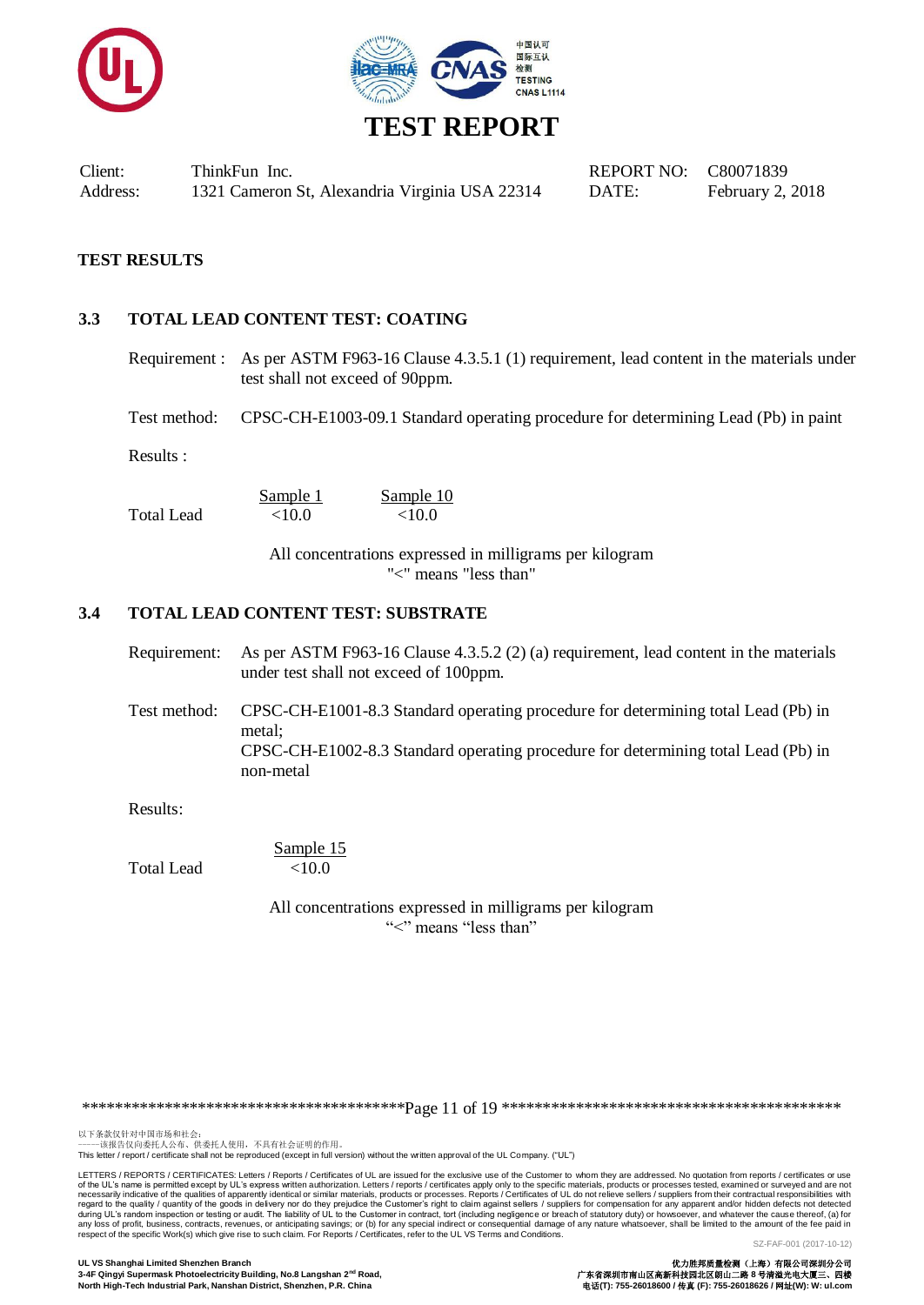# TEST REPORT

Client: ThinkFun Inc.
Address: 1321 Cameron St, Alexandria Virginia USA 22314

REPORT NO: C80071839
DATE: February 2, 2018

**TEST RESULTS**

## 3.3 TOTAL LEAD CONTENT TEST: COATING

Requirement : As per ASTM F963-16 Clause 4.3.5.1 (1) requirement, lead content in the materials under test shall not exceed of 90ppm.

Test method: CPSC-CH-E1003-09.1 Standard operating procedure for determining Lead (Pb) in paint

Results :

| | Sample 1 | Sample 10 |
|---|---|---|
| Total Lead | <10.0 | <10.0 |

All concentrations expressed in milligrams per kilogram
"<" means "less than"

## 3.4 TOTAL LEAD CONTENT TEST: SUBSTRATE

Requirement: As per ASTM F963-16 Clause 4.3.5.2 (2) (a) requirement, lead content in the materials under test shall not exceed of 100ppm.

Test method: CPSC-CH-E1001-8.3 Standard operating procedure for determining total Lead (Pb) in metal;
CPSC-CH-E1002-8.3 Standard operating procedure for determining total Lead (Pb) in non-metal

Results:

| | Sample 15 |
|---|---|
| Total Lead | <10.0 |

All concentrations expressed in milligrams per kilogram
"<" means "less than"

以下条款仅针对中国市场和社会：
——该报告仅向委托人公布、供委托人使用，不具有社会证明的作用。
This letter / report / certificate shall not be reproduced (except in full version) without the written approval of the UL Company. ("UL")

LETTERS / REPORTS / CERTIFICATES: Letters / Reports / Certificates of UL are issued for the exclusive use of the Customer to whom they are addressed. No quotation from reports / certificates or use of the UL's name is permitted except by UL's express written authorization. Letters / reports / certificates apply only to the specific materials, products or processes tested, examined or surveyed and are not necessarily indicative of the qualities of apparently identical or similar materials, products or processes. Reports / Certificates of UL do not relieve sellers / suppliers from their contractual responsibilities with regard to the quality / quantity of the goods in delivery nor do they prejudice the Customer's right to claim against sellers / suppliers for compensation for any apparent and/or hidden defects not detected during UL's random inspection or testing or audit. The liability of UL to the Customer in contract, tort (including negligence or breach of statutory duty) or howsoever, and whatever the cause thereof, (a) for any loss of profit, business, contracts, revenues, or anticipating savings; or (b) for any special indirect or consequential damage of any nature whatsoever, shall be limited to the amount of the fee paid in respect of the specific Work(s) which give rise to such claim. For Reports / Certificates, refer to the UL VS Terms and Conditions.

SZ-FAF-001 (2017-10-12)

**UL VS Shanghai Limited Shenzhen Branch**
**3-4F Qingyi Supermask Photoelectricity Building, No.8 Langshan 2nd Road, North High-Tech Industrial Park, Nanshan District, Shenzhen, P.R. China**

**优力胜邦质量检测（上海）有限公司深圳分公司**
**广东省深圳市南山区高新科技园北区朗山二路 8 号清溢光电大厦三、四楼**
**电话(T): 755-26018600 / 传真 (F): 755-26018626 / 网址(W): W: ul.com**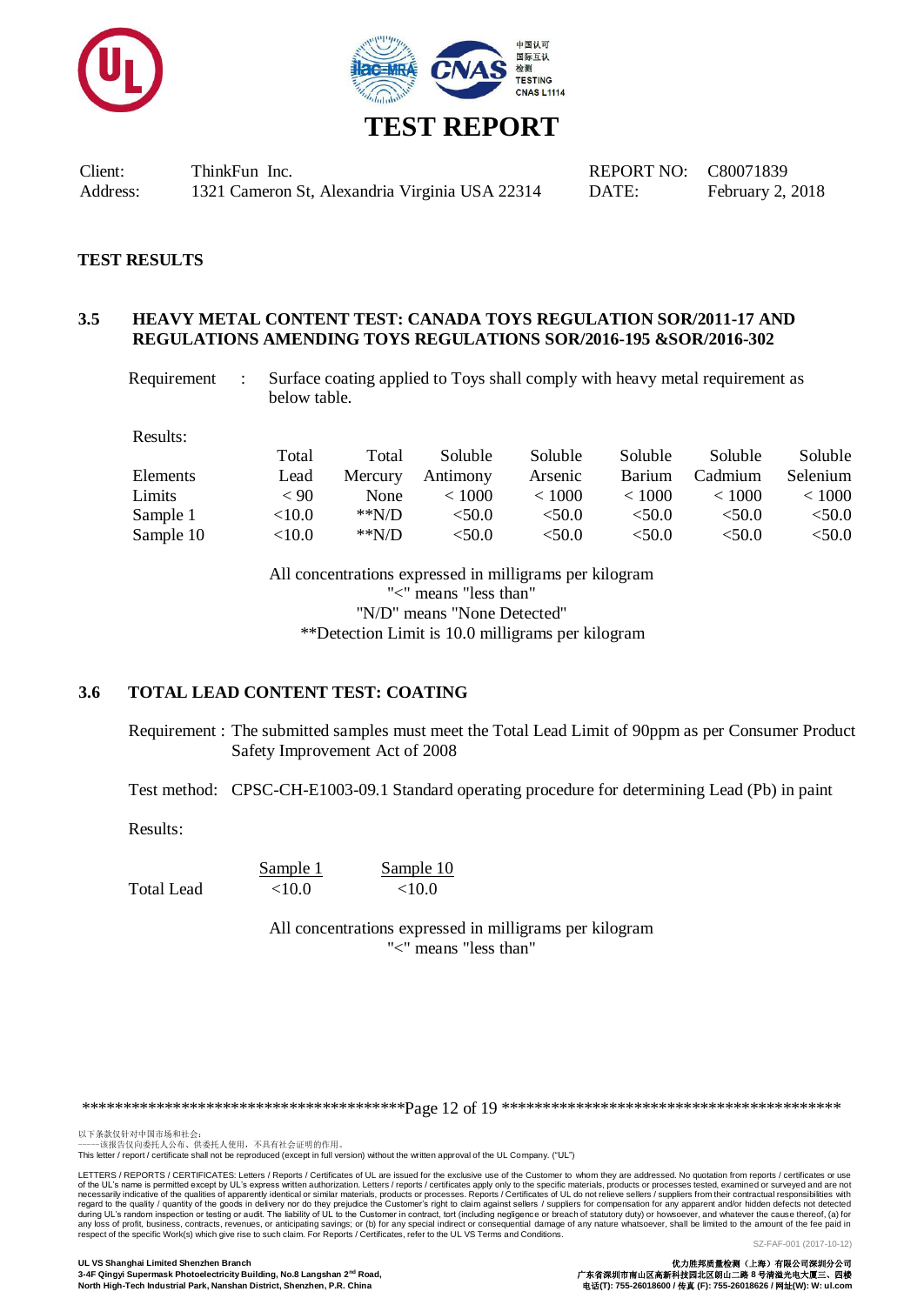# TEST REPORT

| | | | |
|---|---|---|---|
| Client: | ThinkFun Inc. | REPORT NO: | C80071839 |
| Address: | 1321 Cameron St, Alexandria Virginia USA 22314 | DATE: | February 2, 2018 |

## TEST RESULTS

### 3.5 HEAVY METAL CONTENT TEST: CANADA TOYS REGULATION SOR/2011-17 AND REGULATIONS AMENDING TOYS REGULATIONS SOR/2016-195 &SOR/2016-302

Requirement : Surface coating applied to Toys shall comply with heavy metal requirement as below table.

Results:

| Elements | Total Lead | Total Mercury | Soluble Antimony | Soluble Arsenic | Soluble Barium | Soluble Cadmium | Soluble Selenium |
|---|---|---|---|---|---|---|---|
| Limits | < 90 | None | < 1000 | < 1000 | < 1000 | < 1000 | < 1000 |
| Sample 1 | <10.0 | **N/D | <50.0 | <50.0 | <50.0 | <50.0 | <50.0 |
| Sample 10 | <10.0 | **N/D | <50.0 | <50.0 | <50.0 | <50.0 | <50.0 |

All concentrations expressed in milligrams per kilogram
"<" means "less than"
"N/D" means "None Detected"
**Detection Limit is 10.0 milligrams per kilogram

### 3.6 TOTAL LEAD CONTENT TEST: COATING

Requirement : The submitted samples must meet the Total Lead Limit of 90ppm as per Consumer Product Safety Improvement Act of 2008

Test method: CPSC-CH-E1003-09.1 Standard operating procedure for determining Lead (Pb) in paint

Results:

| | Sample 1 | Sample 10 |
|---|---|---|
| Total Lead | <10.0 | <10.0 |

All concentrations expressed in milligrams per kilogram
"<" means "less than"

以下条款仅针对中国市场和社会：
——该报告仅向委托人公布、供委托人使用，不具有社会证明的作用。
This letter / report / certificate shall not be reproduced (except in full version) without the written approval of the UL Company. ("UL")

LETTERS / REPORTS / CERTIFICATES: Letters / Reports / Certificates of UL are issued for the exclusive use of the Customer to whom they are addressed. No quotation from reports / certificates or use of the UL's name is permitted except by UL's express written authorization. Letters / reports / certificates apply only to the specific materials, products or processes tested, examined or surveyed and are not necessarily indicative of the qualities of apparently identical or similar materials, products or processes. Reports / Certificates of UL do not relieve sellers / suppliers from their contractual responsibilities with regard to the quality / quantity of the goods in delivery nor do they prejudice the Customer's right to claim against sellers / suppliers for compensation for any apparent and/or hidden defects not detected during UL's random inspection or testing or audit. The liability of UL to the Customer in contract, tort (including negligence or breach of statutory duty) or howsoever, and whatever the cause thereof, (a) for any loss of profit, business, contracts, revenues, or anticipating savings; or (b) for any special indirect or consequential damage of any nature whatsoever, shall be limited to the amount of the fee paid in respect of the specific Work(s) which give rise to such claim. For Reports / Certificates, refer to the UL VS Terms and Conditions.

SZ-FAF-001 (2017-10-12)

**UL VS Shanghai Limited Shenzhen Branch**
**3-4F Qingyi Supermask Photoelectricity Building, No.8 Langshan 2nd Road, North High-Tech Industrial Park, Nanshan District, Shenzhen, P.R. China**

**优力胜邦质量检测（上海）有限公司深圳分公司**
**广东省深圳市南山区高新科技园北区朗山二路 8 号清溢光电大厦三、四楼**
**电话(T): 755-26018600 / 传真 (F): 755-26018626 / 网址(W): W: ul.com**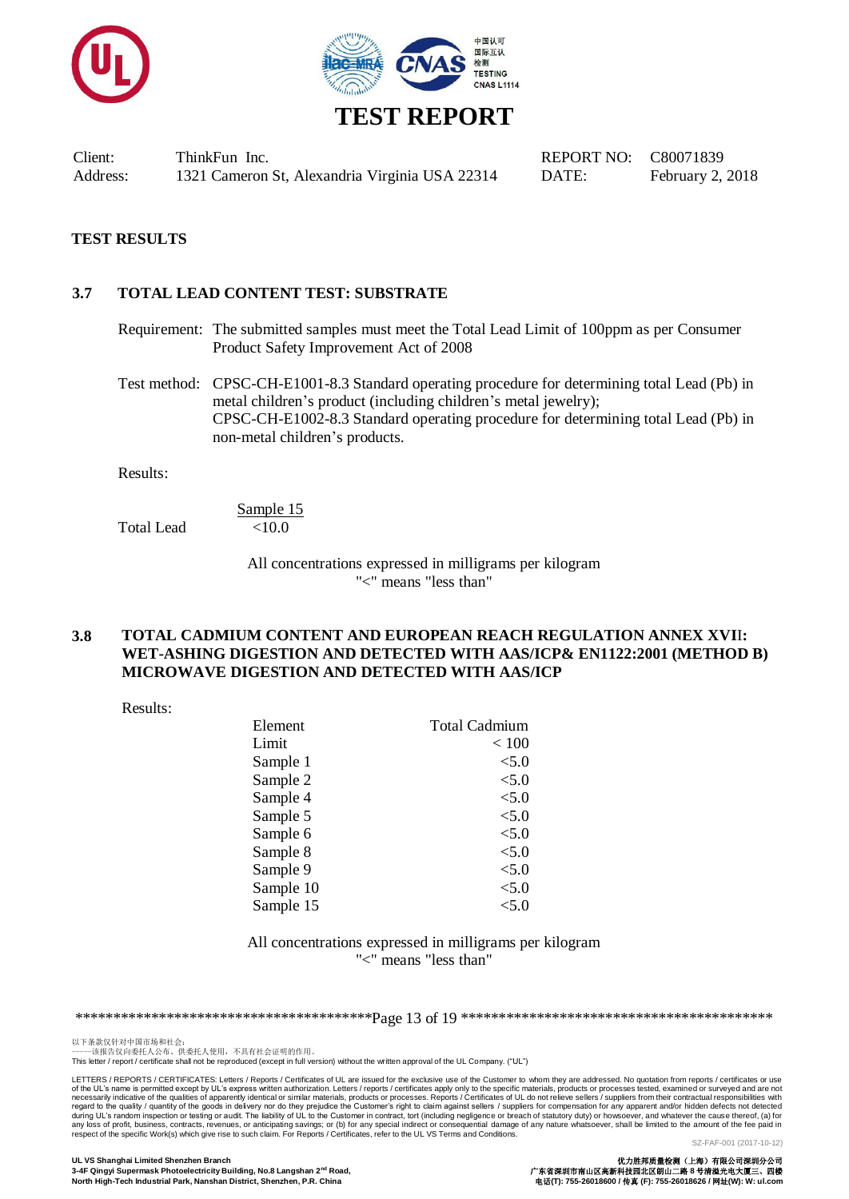# TEST REPORT

Client: ThinkFun Inc.  
Address: 1321 Cameron St, Alexandria Virginia USA 22314  
REPORT NO: C80071839  
DATE: February 2, 2018

**TEST RESULTS**

## 3.7 TOTAL LEAD CONTENT TEST: SUBSTRATE

Requirement: The submitted samples must meet the Total Lead Limit of 100ppm as per Consumer Product Safety Improvement Act of 2008

Test method: CPSC-CH-E1001-8.3 Standard operating procedure for determining total Lead (Pb) in metal children's product (including children's metal jewelry);  
CPSC-CH-E1002-8.3 Standard operating procedure for determining total Lead (Pb) in non-metal children's products.

Results:

| | Sample 15 |
|---|---|
| Total Lead | <10.0 |

All concentrations expressed in milligrams per kilogram  
"<" means "less than"

## 3.8 TOTAL CADMIUM CONTENT AND EUROPEAN REACH REGULATION ANNEX XVII: WET-ASHING DIGESTION AND DETECTED WITH AAS/ICP& EN1122:2001 (METHOD B) MICROWAVE DIGESTION AND DETECTED WITH AAS/ICP

Results:

| Element | Total Cadmium |
|---|---|
| Limit | < 100 |
| Sample 1 | <5.0 |
| Sample 2 | <5.0 |
| Sample 4 | <5.0 |
| Sample 5 | <5.0 |
| Sample 6 | <5.0 |
| Sample 8 | <5.0 |
| Sample 9 | <5.0 |
| Sample 10 | <5.0 |
| Sample 15 | <5.0 |

All concentrations expressed in milligrams per kilogram  
"<" means "less than"

以下条款仅针对中国市场和社会：  
——该报告仅向委托人公布、供委托人使用，不具有社会证明的作用。  
This letter / report / certificate shall not be reproduced (except in full version) without the written approval of the UL Company. ("UL")

LETTERS / REPORTS / CERTIFICATES: Letters / Reports / Certificates of UL are issued for the exclusive use of the Customer to whom they are addressed. No quotation from reports / certificates or use of the UL's name is permitted except by UL's express written authorization. Letters / reports / certificates apply only to the specific materials, products or processes tested, examined or surveyed and are not necessarily indicative of the qualities of apparently identical or similar materials, products or processes. Reports / Certificates of UL do not relieve sellers / suppliers from their contractual responsibilities with regard to the quality / quantity of the goods in delivery nor do they prejudice the Customer's right to claim against sellers / suppliers for compensation for any apparent and/or hidden defects not detected during UL's random inspection or testing or audit. The liability of UL to the Customer in contract, tort (including negligence or breach of statutory duty) or howsoever, and whatever the cause thereof, (a) for any loss of profit, business, contracts, revenues, or anticipating savings; or (b) for any special indirect or consequential damage of any nature whatsoever, shall be limited to the amount of the fee paid in respect of the specific Work(s) which give rise to such claim. For Reports / Certificates, refer to the UL VS Terms and Conditions.

SZ-FAF-001 (2017-10-12)

**UL VS Shanghai Limited Shenzhen Branch**  
**3-4F Qingyi Supermask Photoelectricity Building, No.8 Langshan 2nd Road, North High-Tech Industrial Park, Nanshan District, Shenzhen, P.R. China**

**优力胜邦质量检测（上海）有限公司深圳分公司**  
**广东省深圳市南山区高新科技园北区朗山二路 8 号清溢光电大厦三、四楼**  
**电话(T): 755-26018600 / 传真 (F): 755-26018626 / 网址(W): W: ul.com**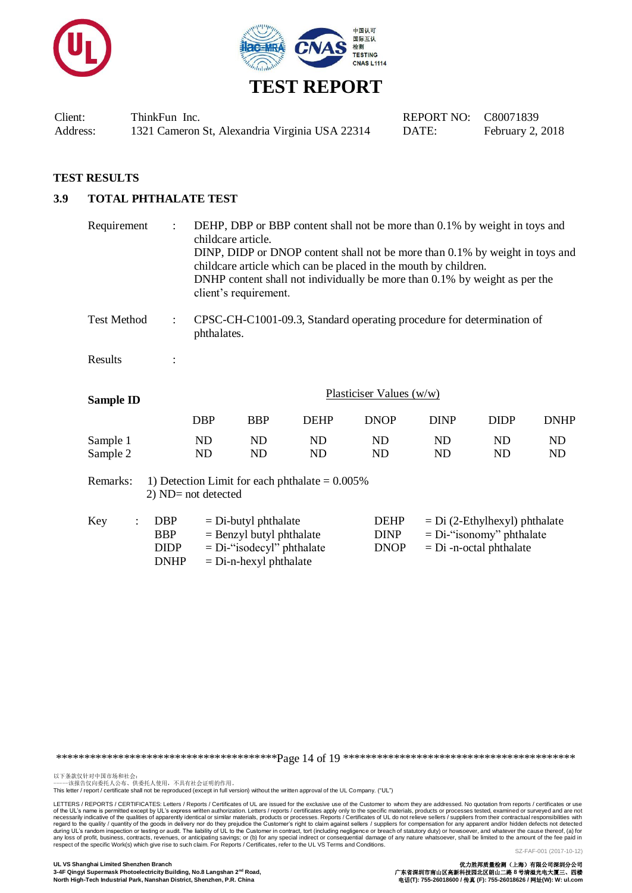# TEST REPORT

| Client: | ThinkFun Inc. | REPORT NO: | C80071839 |
|---|---|---|---|
| Address: | 1321 Cameron St, Alexandria Virginia USA 22314 | DATE: | February 2, 2018 |

**TEST RESULTS**

## 3.9 TOTAL PHTHALATE TEST

Requirement : DEHP, DBP or BBP content shall not be more than 0.1% by weight in toys and childcare article.
DINP, DIDP or DNOP content shall not be more than 0.1% by weight in toys and childcare article which can be placed in the mouth by children.
DNHP content shall not individually be more than 0.1% by weight as per the client's requirement.

Test Method : CPSC-CH-C1001-09.3, Standard operating procedure for determination of phthalates.

Results :

| Sample ID | Plasticiser Values (w/w) | | | | | | |
|---|---|---|---|---|---|---|---|
| | DBP | BBP | DEHP | DNOP | DINP | DIDP | DNHP |
| Sample 1 | ND | ND | ND | ND | ND | ND | ND |
| Sample 2 | ND | ND | ND | ND | ND | ND | ND |

Remarks: 1) Detection Limit for each phthalate = 0.005%
2) ND= not detected

Key :

- DBP = Di-butyl phthalate
- BBP = Benzyl butyl phthalate
- DIDP = Di-"isodecyl" phthalate
- DNHP = Di-n-hexyl phthalate
- DEHP = Di (2-Ethylhexyl) phthalate
- DINP = Di-"isonomy" phthalate
- DNOP = Di -n-octal phthalate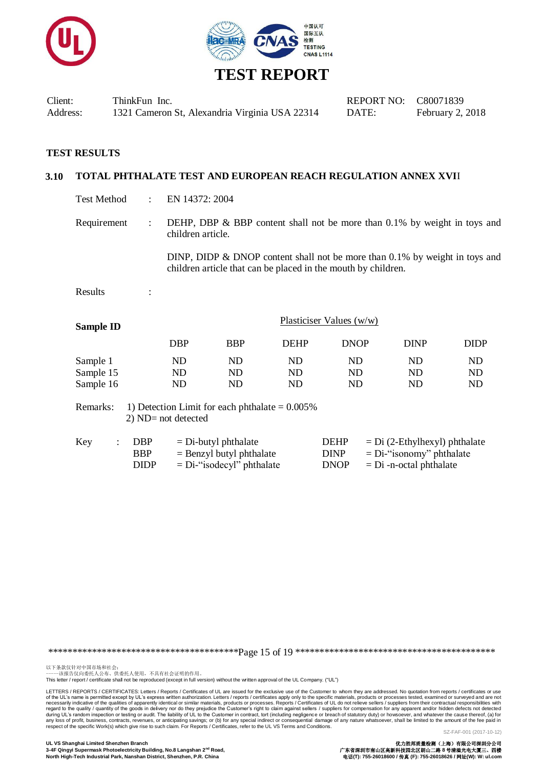# TEST REPORT

Client: ThinkFun Inc.
Address: 1321 Cameron St, Alexandria Virginia USA 22314

REPORT NO: C80071839
DATE: February 2, 2018

## TEST RESULTS

### 3.10 TOTAL PHTHALATE TEST AND EUROPEAN REACH REGULATION ANNEX XVII

Test Method : EN 14372: 2004

Requirement : DEHP, DBP & BBP content shall not be more than 0.1% by weight in toys and children article.

DINP, DIDP & DNOP content shall not be more than 0.1% by weight in toys and children article that can be placed in the mouth by children.

Results :

| Sample ID | Plasticiser Values (w/w) | | | | | |
|---|---|---|---|---|---|---|
| | DBP | BBP | DEHP | DNOP | DINP | DIDP |
| Sample 1 | ND | ND | ND | ND | ND | ND |
| Sample 15 | ND | ND | ND | ND | ND | ND |
| Sample 16 | ND | ND | ND | ND | ND | ND |

Remarks: 1) Detection Limit for each phthalate = 0.005%
2) ND= not detected

Key :

| | | | |
|---|---|---|---|
| DBP | = Di-butyl phthalate | DEHP | = Di (2-Ethylhexyl) phthalate |
| BBP | = Benzyl butyl phthalate | DINP | = Di-"isonomy" phthalate |
| DIDP | = Di-"isodecyl" phthalate | DNOP | = Di -n-octal phthalate |

以下条款仅针对中国市场和社会：
——该报告仅向委托人公布、供委托人使用，不具有社会证明的作用。
This letter / report / certificate shall not be reproduced (except in full version) without the written approval of the UL Company. ("UL")

LETTERS / REPORTS / CERTIFICATES: Letters / Reports / Certificates of UL are issued for the exclusive use of the Customer to whom they are addressed. No quotation from reports / certificates or use of the UL's name is permitted except by UL's express written authorization. Letters / reports / certificates apply only to the specific materials, products or processes tested, examined or surveyed and are not necessarily indicative of the qualities of apparently identical or similar materials, products or processes. Reports / Certificates of UL do not relieve sellers / suppliers from their contractual responsibilities with regard to the quality / quantity of the goods in delivery nor do they prejudice the Customer's right to claim against sellers / suppliers for compensation for any apparent and/or hidden defects not detected during UL's random inspection or testing or audit. The liability of UL to the Customer in contract, tort (including negligence or breach of statutory duty) or howsoever, and whatever the cause thereof, (a) for any loss of profit, business, contracts, revenues, or anticipating savings; or (b) for any special indirect or consequential damage of any nature whatsoever, shall be limited to the amount of the fee paid in respect of the specific Work(s) which give rise to such claim. For Reports / Certificates, refer to the UL VS Terms and Conditions.

SZ-FAF-001 (2017-10-12)

**UL VS Shanghai Limited Shenzhen Branch**
**3-4F Qingyi Supermask Photoelectricity Building, No.8 Langshan 2nd Road, North High-Tech Industrial Park, Nanshan District, Shenzhen, P.R. China**

**优力胜邦质量检测（上海）有限公司深圳分公司**
**广东省深圳市南山区高新科技园北区朗山二路 8 号清溢光电大厦三、四楼**
**电话(T): 755-26018600 / 传真 (F): 755-26018626 / 网址(W): W: ul.com**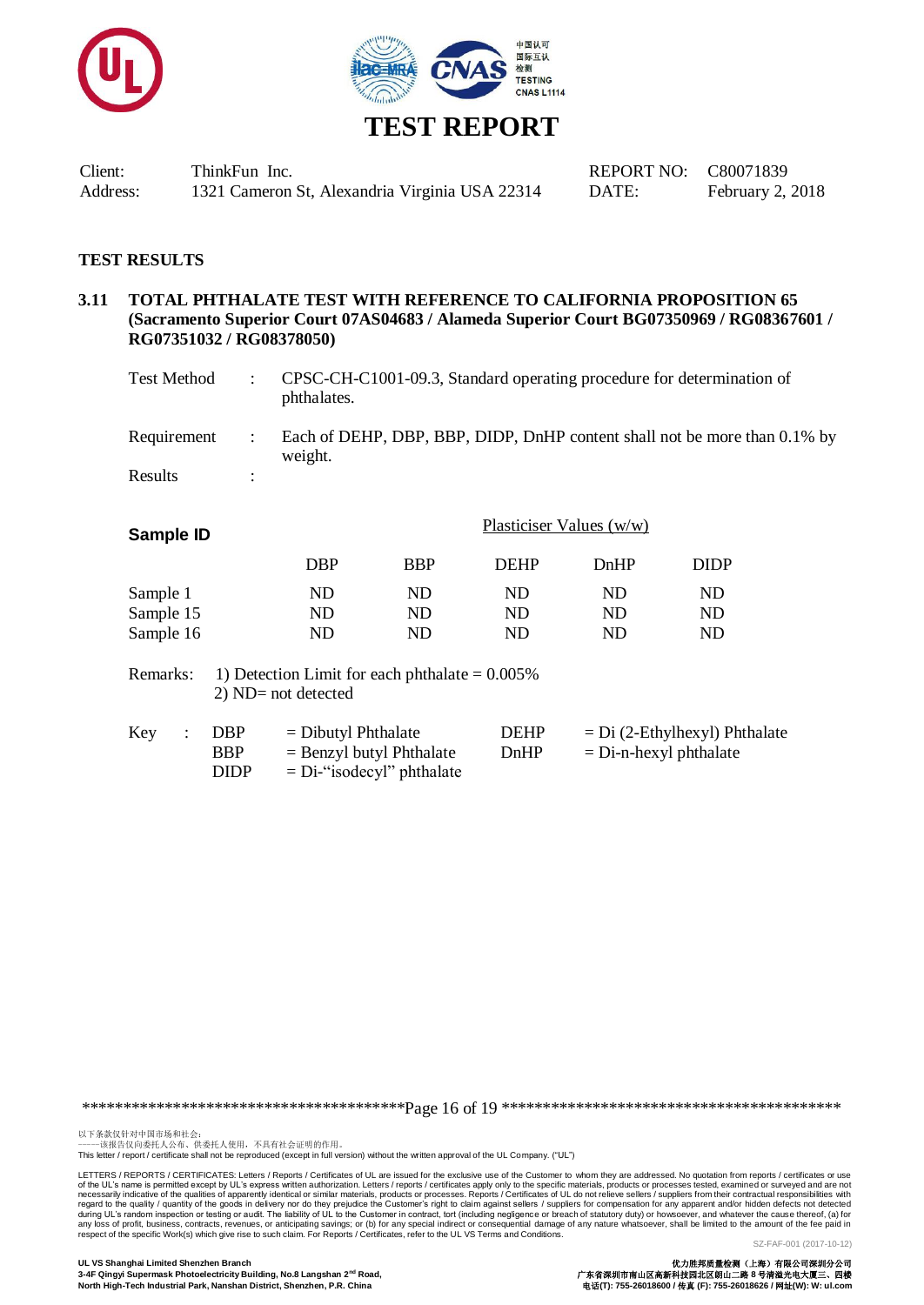# TEST REPORT

Client: ThinkFun Inc.
Address: 1321 Cameron St, Alexandria Virginia USA 22314

REPORT NO: C80071839
DATE: February 2, 2018

## TEST RESULTS

### 3.11 TOTAL PHTHALATE TEST WITH REFERENCE TO CALIFORNIA PROPOSITION 65 (Sacramento Superior Court 07AS04683 / Alameda Superior Court BG07350969 / RG08367601 / RG07351032 / RG08378050)

Test Method : CPSC-CH-C1001-09.3, Standard operating procedure for determination of phthalates.

Requirement : Each of DEHP, DBP, BBP, DIDP, DnHP content shall not be more than 0.1% by weight.

Results :

| Sample ID | Plasticiser Values (w/w) | | | | |
|---|---|---|---|---|---|
| | DBP | BBP | DEHP | DnHP | DIDP |
| Sample 1 | ND | ND | ND | ND | ND |
| Sample 15 | ND | ND | ND | ND | ND |
| Sample 16 | ND | ND | ND | ND | ND |

Remarks: 1) Detection Limit for each phthalate = 0.005%
2) ND= not detected

Key :
- DBP = Dibutyl Phthalate
- BBP = Benzyl butyl Phthalate
- DIDP = Di-“isodecyl” phthalate
- DEHP = Di (2-Ethylhexyl) Phthalate
- DnHP = Di-n-hexyl phthalate

以下条款仅针对中国市场和社会：
——该报告仅向委托人公布、供委托人使用，不具有社会证明的作用。
This letter / report / certificate shall not be reproduced (except in full version) without the written approval of the UL Company. ("UL")

LETTERS / REPORTS / CERTIFICATES: Letters / Reports / Certificates of UL are issued for the exclusive use of the Customer to whom they are addressed. No quotation from reports / certificates or use of the UL's name is permitted except by UL's express written authorization. Letters / reports / certificates apply only to the specific materials, products or processes tested, examined or surveyed and are not necessarily indicative of the qualities of apparently identical or similar materials, products or processes. Reports / Certificates of UL do not relieve sellers / suppliers from their contractual responsibilities with regard to the quality / quantity of the goods in delivery nor do they prejudice the Customer's right to claim against sellers / suppliers for compensation for any apparent and/or hidden defects not detected during UL's random inspection or testing or audit. The liability of UL to the Customer in contract, tort (including negligence or breach of statutory duty) or howsoever, and whatever the cause thereof, (a) for any loss of profit, business, contracts, revenues, or anticipating savings; or (b) for any special indirect or consequential damage of any nature whatsoever, shall be limited to the amount of the fee paid in respect of the specific Work(s) which give rise to such claim. For Reports / Certificates, refer to the UL VS Terms and Conditions.

SZ-FAF-001 (2017-10-12)

UL VS Shanghai Limited Shenzhen Branch
3-4F Qingyi Supermask Photoelectricity Building, No.8 Langshan 2nd Road, North High-Tech Industrial Park, Nanshan District, Shenzhen, P.R. China

优力胜邦质量检测（上海）有限公司深圳分公司
广东省深圳市南山区高新科技园北区朗山二路 8 号清溢光电大厦三、四楼
电话(T): 755-26018600 / 传真 (F): 755-26018626 / 网址(W): W: ul.com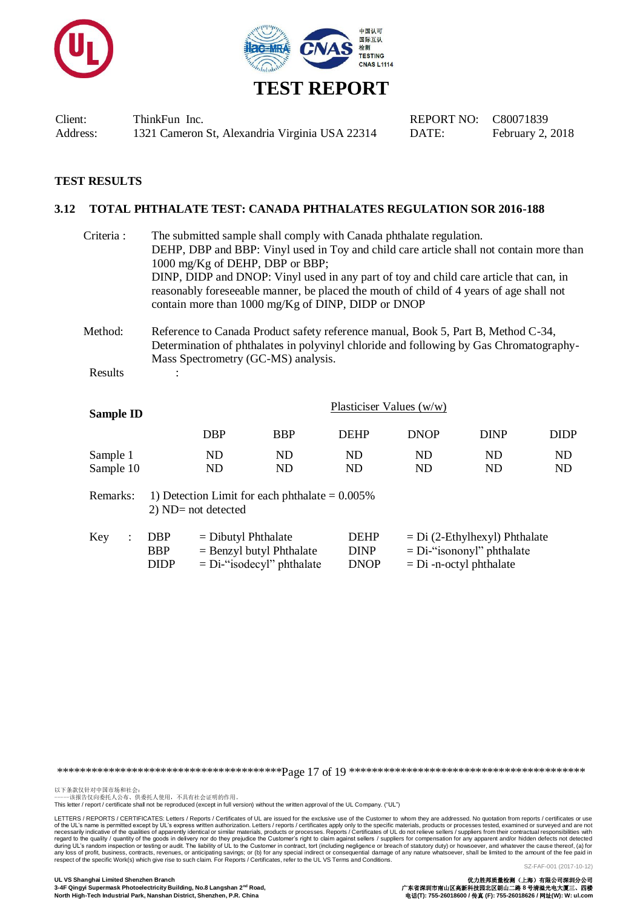# TEST REPORT

| | | | |
|---|---|---|---|
| Client: | ThinkFun Inc. | REPORT NO: | C80071839 |
| Address: | 1321 Cameron St, Alexandria Virginia USA 22314 | DATE: | February 2, 2018 |

**TEST RESULTS**

## 3.12 TOTAL PHTHALATE TEST: CANADA PHTHALATES REGULATION SOR 2016-188

Criteria : The submitted sample shall comply with Canada phthalate regulation.
DEHP, DBP and BBP: Vinyl used in Toy and child care article shall not contain more than 1000 mg/Kg of DEHP, DBP or BBP;
DINP, DIDP and DNOP: Vinyl used in any part of toy and child care article that can, in reasonably foreseeable manner, be placed the mouth of child of 4 years of age shall not contain more than 1000 mg/Kg of DINP, DIDP or DNOP

Method: Reference to Canada Product safety reference manual, Book 5, Part B, Method C-34, Determination of phthalates in polyvinyl chloride and following by Gas Chromatography-Mass Spectrometry (GC-MS) analysis.

Results :

| Sample ID | Plasticiser Values (w/w) | | | | | |
|---|---|---|---|---|---|---|
| | DBP | BBP | DEHP | DNOP | DINP | DIDP |
| Sample 1 | ND | ND | ND | ND | ND | ND |
| Sample 10 | ND | ND | ND | ND | ND | ND |

Remarks: 1) Detection Limit for each phthalate = 0.005%
2) ND= not detected

Key :

| | | | |
|---|---|---|---|
| DBP | = Dibutyl Phthalate | DEHP | = Di (2-Ethylhexyl) Phthalate |
| BBP | = Benzyl butyl Phthalate | DINP | = Di-"isononyl" phthalate |
| DIDP | = Di-"isodecyl" phthalate | DNOP | = Di -n-octyl phthalate |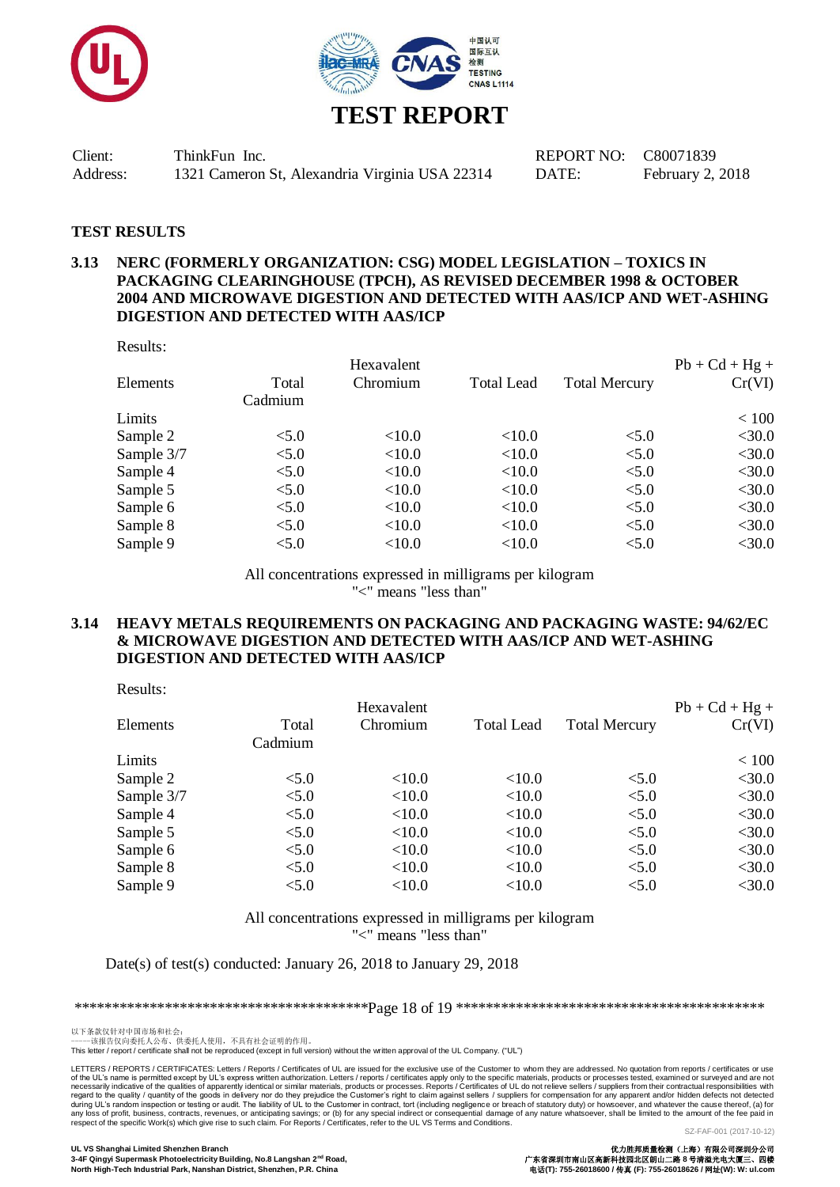# TEST REPORT

Client: ThinkFun Inc.
Address: 1321 Cameron St, Alexandria Virginia USA 22314

REPORT NO: C80071839
DATE: February 2, 2018

## TEST RESULTS

### 3.13 NERC (FORMERLY ORGANIZATION: CSG) MODEL LEGISLATION – TOXICS IN PACKAGING CLEARINGHOUSE (TPCH), AS REVISED DECEMBER 1998 & OCTOBER 2004 AND MICROWAVE DIGESTION AND DETECTED WITH AAS/ICP AND WET-ASHING DIGESTION AND DETECTED WITH AAS/ICP

Results:

| Elements | Total Cadmium | Hexavalent Chromium | Total Lead | Total Mercury | Pb + Cd + Hg + Cr(VI) |
|---|---|---|---|---|---|
| Limits | | | | | < 100 |
| Sample 2 | <5.0 | <10.0 | <10.0 | <5.0 | <30.0 |
| Sample 3/7 | <5.0 | <10.0 | <10.0 | <5.0 | <30.0 |
| Sample 4 | <5.0 | <10.0 | <10.0 | <5.0 | <30.0 |
| Sample 5 | <5.0 | <10.0 | <10.0 | <5.0 | <30.0 |
| Sample 6 | <5.0 | <10.0 | <10.0 | <5.0 | <30.0 |
| Sample 8 | <5.0 | <10.0 | <10.0 | <5.0 | <30.0 |
| Sample 9 | <5.0 | <10.0 | <10.0 | <5.0 | <30.0 |

All concentrations expressed in milligrams per kilogram
"<" means "less than"

### 3.14 HEAVY METALS REQUIREMENTS ON PACKAGING AND PACKAGING WASTE: 94/62/EC & MICROWAVE DIGESTION AND DETECTED WITH AAS/ICP AND WET-ASHING DIGESTION AND DETECTED WITH AAS/ICP

Results:

| Elements | Total Cadmium | Hexavalent Chromium | Total Lead | Total Mercury | Pb + Cd + Hg + Cr(VI) |
|---|---|---|---|---|---|
| Limits | | | | | < 100 |
| Sample 2 | <5.0 | <10.0 | <10.0 | <5.0 | <30.0 |
| Sample 3/7 | <5.0 | <10.0 | <10.0 | <5.0 | <30.0 |
| Sample 4 | <5.0 | <10.0 | <10.0 | <5.0 | <30.0 |
| Sample 5 | <5.0 | <10.0 | <10.0 | <5.0 | <30.0 |
| Sample 6 | <5.0 | <10.0 | <10.0 | <5.0 | <30.0 |
| Sample 8 | <5.0 | <10.0 | <10.0 | <5.0 | <30.0 |
| Sample 9 | <5.0 | <10.0 | <10.0 | <5.0 | <30.0 |

All concentrations expressed in milligrams per kilogram
"<" means "less than"

Date(s) of test(s) conducted: January 26, 2018 to January 29, 2018

以下条款仅针对中国市场和社会：
——该报告仅向委托人公布、供委托人使用，不具有社会证明的作用。
This letter / report / certificate shall not be reproduced (except in full version) without the written approval of the UL Company. ("UL")

LETTERS / REPORTS / CERTIFICATES: Letters / Reports / Certificates of UL are issued for the exclusive use of the Customer to whom they are addressed. No quotation from reports / certificates or use of the UL's name is permitted except by UL's express written authorization. Letters / reports / certificates apply only to the specific materials, products or processes tested, examined or surveyed and are not necessarily indicative of the qualities of apparently identical or similar materials, products or processes. Reports / Certificates of UL do not relieve sellers / suppliers from their contractual responsibilities with regard to the quality / quantity of the goods in delivery nor do they prejudice the Customer's right to claim against sellers / suppliers for compensation for any apparent and/or hidden defects not detected during UL's random inspection or testing or audit. The liability of UL to the Customer in contract, tort (including negligence or breach of statutory duty) or howsoever, and whatever the cause thereof, (a) for any loss of profit, business, contracts, revenues, or anticipating savings; or (b) for any special indirect or consequential damage of any nature whatsoever, shall be limited to the amount of the fee paid in respect of the specific Work(s) which give rise to such claim. For Reports / Certificates, refer to the UL VS Terms and Conditions.

SZ-FAF-001 (2017-10-12)

UL VS Shanghai Limited Shenzhen Branch
3-4F Qingyi Supermask Photoelectricity Building, No.8 Langshan 2nd Road, North High-Tech Industrial Park, Nanshan District, Shenzhen, P.R. China

优力胜邦质量检测（上海）有限公司深圳分公司
广东省深圳市南山区高新科技园北区朗山二路 8 号清溢光电大厦三、四楼
电话(T): 755-26018600 / 传真 (F): 755-26018626 / 网址(W): W: ul.com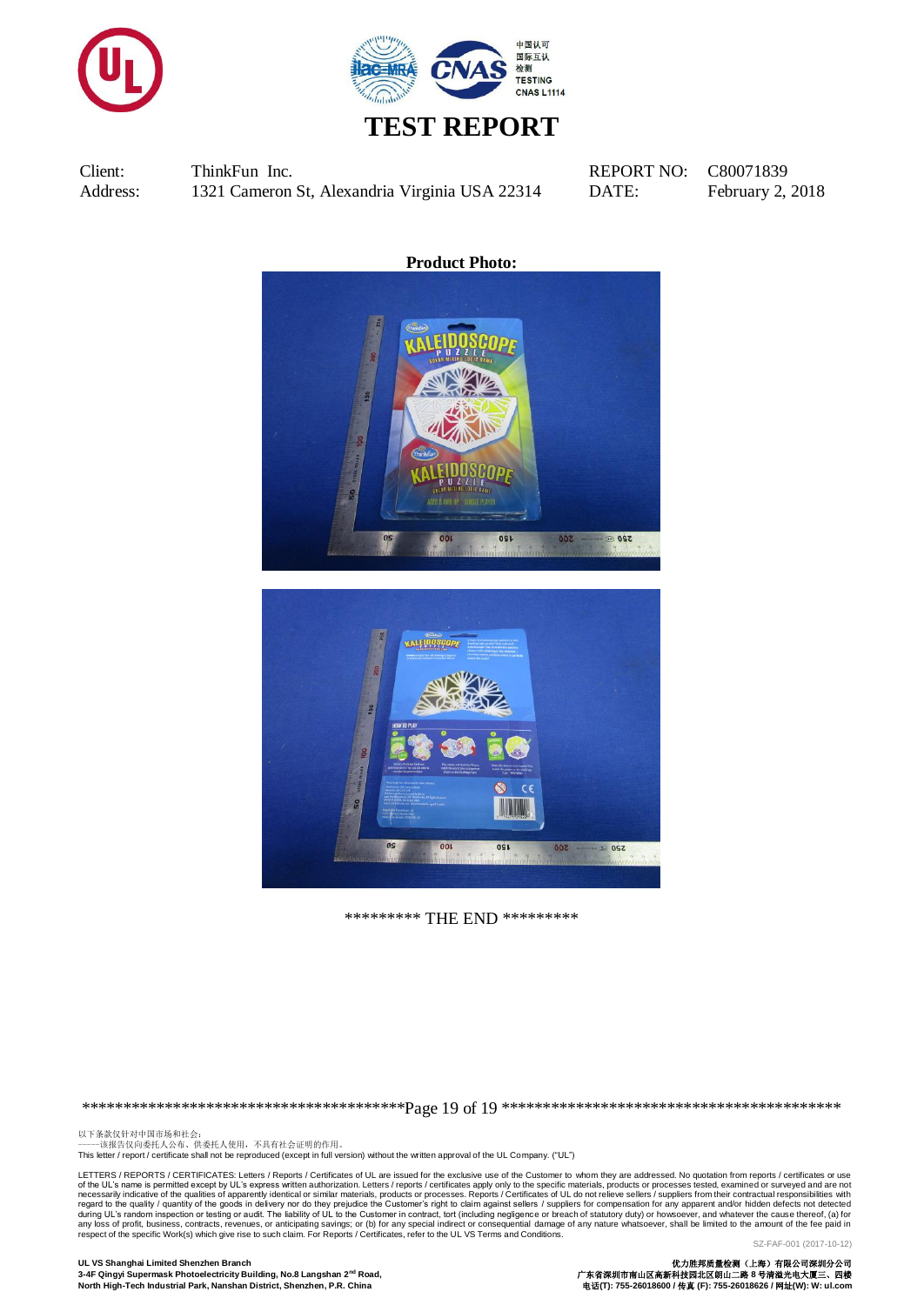# TEST REPORT

Client: ThinkFun Inc.
Address: 1321 Cameron St, Alexandria Virginia USA 22314

REPORT NO: C80071839
DATE: February 2, 2018

**Product Photo:**

********* THE END *********

以下条款仅针对中国市场和社会：
——该报告仅向委托人公布、供委托人使用，不具有社会证明的作用。
This letter / report / certificate shall not be reproduced (except in full version) without the written approval of the UL Company. ("UL")

LETTERS / REPORTS / CERTIFICATES: Letters / Reports / Certificates of UL are issued for the exclusive use of the Customer to whom they are addressed. No quotation from reports / certificates or use of the UL's name is permitted except by UL's express written authorization. Letters / reports / certificates apply only to the specific materials, products or processes tested, examined or surveyed and are not necessarily indicative of the qualities of apparently identical or similar materials, products or processes. Reports / Certificates of UL do not relieve sellers / suppliers from their contractual responsibilities with regard to the quality / quantity of the goods in delivery nor do they prejudice the Customer's right to claim against sellers / suppliers for compensation for any apparent and/or hidden defects not detected during UL's random inspection or testing or audit. The liability of UL to the Customer in contract, tort (including negligence or breach of statutory duty) or howsoever, and whatever the cause thereof, (a) for any loss of profit, business, contracts, revenues, or anticipating savings; or (b) for any special indirect or consequential damage of any nature whatsoever, shall be limited to the amount of the fee paid in respect of the specific Work(s) which give rise to such claim. For Reports / Certificates, refer to the UL VS Terms and Conditions.

SZ-FAF-001 (2017-10-12)

**UL VS Shanghai Limited Shenzhen Branch**
**3-4F Qingyi Supermask Photoelectricity Building, No.8 Langshan 2nd Road,**
**North High-Tech Industrial Park, Nanshan District, Shenzhen, P.R. China**

**优力胜邦质量检测（上海）有限公司深圳分公司**
**广东省深圳市南山区高新科技园北区朗山二路 8 号清溢光电大厦三、四楼**
**电话(T): 755-26018600 / 传真 (F): 755-26018626 / 网址(W): W: ul.com**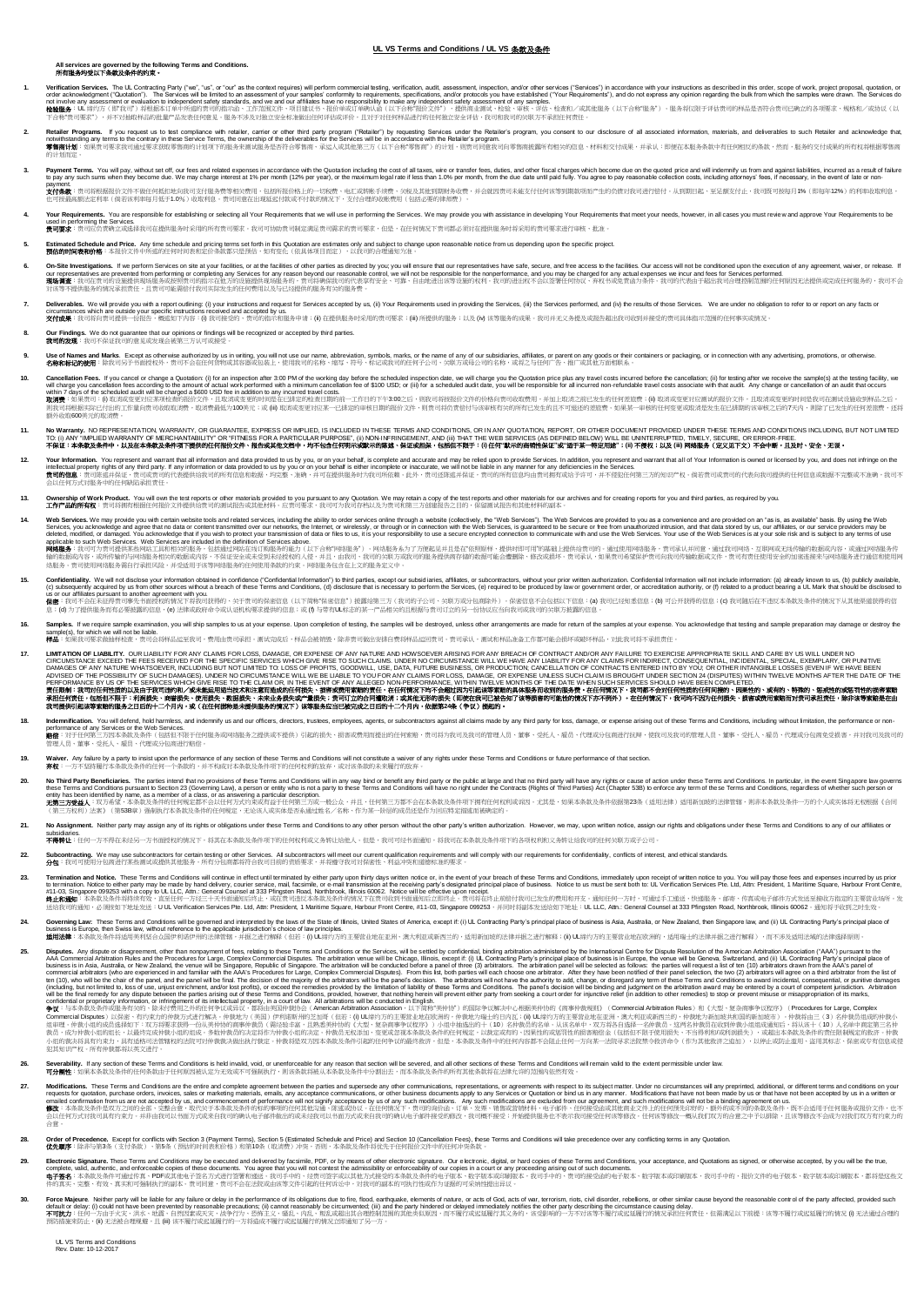# UL VS Terms and Conditions / UL VS 条款及条件

**All services are governed by the following Terms and Conditions.**
**所有服务均受以下条款及条件的约束。**

1. **Verification Services.** The UL Contracting Party ("we", "us", or "our" as the context requires) will perform commercial testing, verification, audit, assessment, inspection, and/or other services ("Services") in accordance with your instructions as described in this order, scope of work, project proposal, quotation, or order acknowledgment ("Quotation"). The Services will be limited to an assessment of your samples' conformity to requirements, specifications, and/or protocols you have established ("Your Requirements"), and do not express any opinion regarding the bulk from which the samples were drawn. The Services do not involve any assessment or evaluation to independent safety standards, and we and our affiliates have no responsibility to make any independent safety assessment of any samples.
   **检验服务**：UL 缔约方（即"我们"）将根据本订单中所述的您的指示或工作范围文件、项目建议书、报价单或订单确认函（以下合称"报价文件"）提供商业测试、检验、审核、评估、检查和/或其他服务（以下合称"服务"）。服务将仅限于评估您的样品是否符合您已制定的各项要求、规格和/或协议（以下合称"您的要求"），并不对抽取样品的批量产品发表任何意见。服务不涉及对独立安全标准的任何评估或评价，且我们和我们的关联公司不负有对任何样品进行独立安全评估的责任。

2. **Retailer Programs.** If you request us to test compliance with retailer, carrier or other third party program ("Retailer") by requesting Services under the Retailer's program, you consent to our disclosure of all associated information, materials, and deliverables to such Retailer and acknowledge that, notwithstanding any terms to the contrary in these Service Terms, the ownership of the deliverables for the Services will be in accordance with the Retailer's program.
   **零售商计划**：如果您要求我们通过要求获取零售商的计划项下的服务来测试是否符合零售商、承运人或其他第三方（以下合称"零售商"）的计划，您同意我们向该零售商披露所有相关的信息、材料和交付成果，并承认：即便在本服务条款中有任何相反的约定，服务的交付成果的所有权将根据零售商的计划而定。

3. **Payment Terms.** You will pay, without set off, our fees and related expenses in accordance with the Quotation including the cost of all taxes, wire or transfer fees, duties, and other fiscal charges which become due on the quoted price and you will indemnify us from and against liabilities, incurred as a result of failure to pay any such sums when they become due. We may charge interest at 1% per month (12% per year), or the maximum legal rate if less than 1.0% per month, from the due date until paid fully. You agree to pay reasonable collection costs, including attorneys' fees, if necessary, in the event of late or non-payment.
   **支付条款**：贵司将根据报价文件不做任何抵扣地向我司支付服务费等相关费用，包括所报价格上的一切税费、电汇或转账手续费、关税及其他到期财务收费，并会就因贵司未能支付任何该等到期款项而产生的责任对我司进行赔付。从到期日起，至完额支付止，我司既可按每月1%（即每年12%）的利率收取利息，也可按最高法定利率（前者低于每月1.0%）收取利息。贵司同意在出现延迟付款或不付款的情况下，支付合理的收款费用（包括必要的律师费）。

4. **Your Requirements.** You are responsible for establishing or selecting all Your Requirements that we will use in performing the Services. We may provide you with assistance in developing Your Requirements that meet your needs, however, in all cases you must review and approve Your Requirements to be used in performing the Services.
   **贵司要求**：贵司应负责确立或选择我司在提供服务时采用的所有贵司要求。我司可协助贵司制定满足贵司需求的贵司要求，但是，在任何情况下贵司都必须对在提供服务时将采用的贵司要求进行审核、批准。

5. **Estimated Schedule and Price.** Any time schedule and pricing set forth in this Quotation are estimates only and subject to change upon reasonable notice from us depending upon the specific project.
   **预估的时间表和价格**：本报价文件中所述的任何时间表和定价条款只是预估，如有变化（依具体项目而定），以我司的合理通知为准。

6. **On-Site Investigations.** If we perform Services on site at your facilities, or at the facilities of other parties as directed by you; you will ensure that our representatives have safe, secure, and free access to the facilities. Our access will not be conditioned upon the execution of any agreement, waiver, or release. If our representatives are prevented from performing or completing any Services for any reason beyond our reasonable control, we will not be responsible for the nonperformance, and you may be charged for any actual expenses we incur and fees for Services performed.
   **现场调查**：我司在贵司的设施提供现场服务或按照贵司的指示在其方的设施提供现场服务的，贵司将确保我司的代表享有安全、可靠、自由地进出该等设施的权利。我司的进出权不会以签署任何协议、弃权书或免责声明为条件。我司的代表由于超出我司合理控制范围的任何原因而无法提供或完成任何服务的，我司不会对该等不履行服务的情况承担责任，且贵司可能需就我司实际发生的任何费用以及与已经提供的服务有关的服务费。

7. **Deliverables.** We will provide you with a report outlining: (i) your instructions and request for Services accepted by us, (ii) Your Requirements used in providing the Services, (iii) the Services performed, and (iv) the results of those Services. We are under no obligation to refer to or report on any facts or circumstances which are outside your specific instructions received and accepted by us.
   **交付成果**：我司将向贵司提供一份报告，概述如下内容：(i) 我司接受的、贵司的指示和服务申请；(ii) 在提供服务时采用的贵司要求；(iii) 所提供的服务；以及 (iv) 该等服务的成果。我司并无义务提及或报告超出我司收到并接受的贵司具体指示范围的任何事实或情况。

8. **Our Findings.** We do not guarantee that our opinions or findings will be recognized or accepted by third parties.
   **我司的发现**：我司不保证我司的意见或发现会被第三方认可或接受。

9. **Use of Names and Marks.** Except as otherwise authorized by us in writing, you will not use our name, abbreviation, symbols, marks, or the name of any of our subsidiaries, affiliates, or parent on any goods or their containers or packaging, or in connection with any advertising, promotions, or otherwise.
   **名称和标记的使用**：除我司另行书面授权外，贵司不会在任何货物或其容器或包装上，使用我司的名称、缩写、符号、标记或我司的任何子公司、关联方或母公司的名称，或将之与任何广告、推广或其他活动相联系。

10. **Cancellation Fees.** If you cancel or change a Quotation: (i) for an inspection after 3:00 PM of the working day before the scheduled inspection date, we will charge you the Quotation price plus any travel costs incurred before the cancellation; (ii) for testing after we receive the sample(s) at the testing facility, we will charge you cancellation fees according to the amount of actual work performed with a minimum cancellation fee of $100 USD; or (iii) for a scheduled audit date, you will be responsible for all incurred non-refundable travel costs associated with that audit. Any change or cancellation of an audit that occurs within 7 days of the scheduled audit will be charged a $600 USD fee in addition to any incurred travel costs.
    **取消费**：如果贵司：(i) 在预定检查日期之前工作日下午3:00之后，取消报价文件中的检查或进行变更，我司将收取报价文件中的价款外加在取消之前发生的任何差旅费；(ii) 在我司的测试设施收到样品后，取消或变更测试，我司将根据实际已开展的工作量向贵司收取取消费，取消费最低为100美元；或 (iii) 取消或变更预定审核日期，贵司将负责支付与该审核有关的所有已发生的且不可退还的差旅费。如果在预定审核日期前7日内变更或取消审核，除任何已发生的差旅费外，还将额外收取600美元的费用。

11. **No Warranty.** NO REPRESENTATION, WARRANTY, OR GUARANTEE, EXPRESS OR IMPLIED, IS INCLUDED IN THESE TERMS AND CONDITIONS, OR IN ANY QUOTATION, REPORT, OR OTHER DOCUMENT PROVIDED UNDER THESE TERMS AND CONDITIONS INCLUDING, BUT NOT LIMITED TO (i) ANY IMPLIED WARRANTY OF MERCHANTABILITY OR FITNESS FOR A PARTICULAR PURPOSE; (ii) NON-INFRINGEMENT; OR (iii) THAT THE WEB SERVICES (AS DEFINED BELOW) WILL BE UNINTERRUPTED, TIMELY, SECURE, OR ERROR-FREE.
    **不保证：本条款及条件中、或本条款及条件项下提供的任何报价文件、报告或其他文件中，均不包含任何明示或默示的陈述、保证或担保，包括但不限于：(i) 任何"默示的商销性保证"或"适于某一特定用途"；(ii) 不侵权；以及 (iii) 网络服务（定义见下文）不会中断、且及时、安全、无误。**

12. **Your Information.** You represent and warrant that all information and data provided to us by you, or on your behalf, is complete and accurate and may be relied upon to provide Services. In addition, you represent and warrant that all of Your Information is owned or licensed by you, and does not infringe on the intellectual property rights of any third party. If any information or data provided to us by you or on your behalf is either incomplete or inaccurate, we will not be liable in any manner for any deficiencies in the Services.
    **贵司的信息**：贵司陈述并保证：由贵司或贵司的代表提供给我司的所有信息和数据，均完整、准确，并可在提供服务时为我司所依赖。此外，贵司还陈述并保证：贵司的所有信息均由贵司拥有或获得许可，并不侵犯任何第三方的知识产权。倘若贵司或贵司的代表向我司提供的任何信息或数据不完整或不准确，我司不会以任何方式对服务中的任何缺陷承担责任。

13. **Ownership of Work Product.** You will own the test reports or other materials provided to you pursuant to any Quotation. We may retain a copy of the test reports and other materials for our archives and for creating reports for you and third parties, as required by you.
    **工作产品的所有权**：贵司将拥有根据任何报价文件提供给贵司的测试报告或其他材料。应贵司要求，我司可为我司存档以及为贵司和第三方创建报告之目的，保留测试报告和其他材料的副本。

14. **Web Services.** We may provide you with certain website tools and related services, including the ability to order services online through a website (collectively, the "Web Services"). The Web Services are provided to you as a convenience and are provided on an "as is, as available" basis. By using the Web Services, you acknowledge and agree that no data or content transmitted over our networks, the Internet, or wirelessly, or through or in connection with the Web Services, is guaranteed to be secure or free from unauthorized intrusion, and that data stored by us, our affiliates, or our service providers may be deleted, modified, or damaged. You acknowledge that if you wish to protect your transmission of data or files to us, it is your responsibility to use a secure encrypted connection to communicate with and use the Web Services. Your use of the Web Services is at your sole risk and is subject to our Web Services terms of use applicable to such Web Services. Such Web Services are included in the definition of Services above.
    **网络服务**：我司可为贵司提供某些网站工具和相关的服务，包括通过网站在线订购服务的能力（以下合称"网络服务"）。网络服务系为了方便起见并且是在"按现状、按可提供"的基础上提供给贵司的。通过使用网络服务，贵司承认并同意：通过我司的网络、互联网或无线传输的数据或内容，或通过网络服务或与之相关传输的数据或内容，不保证安全或未受到未经授权的入侵，并且，由我司、我司的关联方或我司的服务提供商存储的数据可能会被删除、修改或损坏。贵司承认，如果贵司希望保护贵司向我司传输数据或文件，贵司有责任使用安全的加密连接来与网络服务进行通信和使用网络服务。贵司使用网络服务的风险由贵司自行承担，并受适用于该等网络服务的我司网络服务使用条款的约束。网络服务包含在上文的服务定义中。

15. **Confidentiality.** We will not disclose your information obtained in confidence ("Confidential Information") to third parties, except our subsidiaries, affiliates, or subcontractors, without your prior written authorization. Confidential Information will not include information: (a) already known to us, (b) publicly available, (c) subsequently acquired by us from other sources without a breach of these Terms and Conditions, (d) disclosure that is necessary to perform the Services, (e) required to be produced by law or government order, or accreditation body, or (f) related to a product bearing a UL Mark that should be disclosed to us or our affiliates pursuant to another agreement with you.
    **保密**：我司不会在未征得贵司事先书面授权的情况下将我司获得的、关于贵司的保密信息（以下简称"保密信息"）披露给第三方（我司的子公司、关联方或分包商除外）。保密信息不会包括以下信息：(a) 我司已经知悉信息；(b) 可公开获得的信息；(c) 我司随后在不违反本条款及条件的情况下从其他渠道获得的信息；(d) 为提供服务而有必要披露的信息；(e) 法律或政府命令或认证机构要求提供的信息；或 (f) 与带有UL标志的某一产品相关的且根据与贵司订立的另一份协议应当向我司或我司的关联方披露的信息。

16. **Samples.** If we require sample examination, you will ship samples to us at your expense. Upon completion of testing, the samples will be destroyed, unless other arrangements are made for return of the samples at your expense. You acknowledge that testing and sample preparation may damage or destroy the sample(s), for which we will not be liable.
    **样品**：如果我司要求做抽样检查，贵司会将样品运至我司，费用由贵司承担。测试完成后，样品会被销毁，除非贵司做出安排自费将样品退回贵司。贵司承认，测试和样品准备工作都可能会损坏或破坏样品，对此我司将不承担责任。

17. **LIMITATION OF LIABILITY.** OUR LIABILITY FOR ANY CLAIMS FOR LOSS, DAMAGE, OR EXPENSE OF ANY NATURE AND HOWSOEVER ARISING FOR ANY BREACH OF CONTRACT AND/OR ANY FAILURE TO EXERCISE APPROPRIATE SKILL AND CARE BY US WILL UNDER NO CIRCUMSTANCE EXCEED THE FEES RECEIVED FOR THE SPECIFIC SERVICES WHICH GIVE RISE TO SUCH CLAIMS. UNDER NO CIRCUMSTANCE WILL WE HAVE ANY LIABILITY FOR ANY CLAIMS FOR INDIRECT, CONSEQUENTIAL, INCIDENTAL, SPECIAL, EXEMPLARY, OR PUNITIVE DAMAGES OF ANY NATURE WHATSOEVER, INCLUDING BUT NOT LIMITED TO LOSS OF PROFITS, GOODWILL, USE, DATA, FUTURE BUSINESS, OR PRODUCTION, CANCELLATION OF CONTRACTS ENTERED INTO BY YOU, OR OTHER INTANGIBLE LOSSES (EVEN IF WE HAVE BEEN ADVISED OF THE POSSIBILITY OF SUCH DAMAGES). UNDER NO CIRCUMSTANCE WILL WE BE LIABLE TO YOU FOR ANY CLAIMS FOR LOSS, DAMAGE, OR EXPENSE UNLESS SUCH CLAIM IS BROUGHT UNDER SECTION 24 (DISPUTES) WITHIN TWELVE MONTHS AFTER THE DATE OF THE PERFORMANCE BY US OF THE SERVICES WHICH GAVE RISE TO THE CLAIM OR, IN THE EVENT OF ANY ALLEGED NON-PERFORMANCE, WITHIN TWELVE MONTHS OF THE DATE WHEN SUCH SERVICES SHOULD HAVE BEEN COMPLETED.
    **责任限制：我司对任何性质的以及由于我司违约和/或未能运用适当技术和注意而造成的任何损失、损害或费用索赔的责任，在任何情况下均不会超过因为引起该等索赔的具体服务而收到的服务费。在任何情况下，我司都不会对任何性质的任何间接的、因果性的、或有的、特殊的、惩戒性的或惩罚性的损害索赔承担任何责任，包括但不限于：利润损失、商誉损失、使用损失、数据损失、未来业务损失或产量损失；贵司订立的合同遭取消；或其他无形的损失（即便在我司已被告知了该等损害的可能性的情况下亦不例外）。在任何情况下，我司均不因为任何损失、损害或费用索赔而对贵司承担责任，除非该等索赔是在由我司提供引起该等索赔的服务之日后的十二个月内，或（在任何据称未提供服务的情况下）该等服务应当已被完成之日后的十二个月内，依据第24条（争议）提起的。**

18. **Indemnification.** You will defend, hold harmless, and indemnify us and our officers, directors, trustees, employees, agents, or subcontractors against all claims made by any third party for loss, damage, or expense of any kind relating to these Terms and Conditions, including without limitation, the performance or non-performance of any Services or the Web Services.
    **赔偿**：对于任何第三方因本条款及条件（包括但不限于任何服务或网络服务的提供或不提供）引起的损失、损害或费用而提出的任何索赔，贵司将为我司及我司的管理人员、董事、受托人、雇员、代理或分包商进行抗辩、使我司及我司的管理人员、董事、受托人、雇员、代理或分包商免受损害，并对我司及我司的管理人员、董事、受托人、雇员、代理或分包商进行赔偿。

19. **Waiver.** Any failure by a party to insist upon the performance of any section of these Terms and Conditions will not constitute a waiver of any rights under these Terms and Conditions or future performance of that section.
    **弃权**：一方不坚持履行本条款及条件的任何一个条款的，并不构成对本条款及条件项下的任何权利的放弃，或对该条款的未来履行的放弃。

20. **No Third Party Beneficiaries.** The parties intend that no provisions of these Terms and Conditions will in any way bind or benefit any third party or the public at large and that no third party will have any rights or cause of action under these Terms and Conditions. In particular, with the event Singapore law governs these Terms and Conditions pursuant to Section 23 (Governing Law), a person or entity who is not a party to these Terms and Conditions will have no right under the Contracts (Rights of Third Parties) Act (Chapter 53B) to enforce any term of these Terms and Conditions, regardless of whether such person or entity has been identified by name, as a member of a class, or as answering a particular description.
    **无第三方受益人**：双方希望，本条款及条件的任何规定都不会以任何方式约束第三方或公众或使第三方或公众受益，并且，任何第三方都不会在本条款及条件项下拥有任何权利或诉因。尤其是，如果本条款及条件依据第23条（适用法律）适用新加坡的法律管辖，则非本条款及条件一方的个人或实体将无权根据《合同（第三方权利）法案》（第53B章）强制执行本条款及条件的任何规定，无论该人或实体是否系通过姓名/名称、作为某一阶层的成员或符合特定描述而被确定的。

21. **No Assignment.** Neither party may assign any of its rights or obligations under these Terms and Conditions to any other party without the other party's written authorization. However, we may, upon written notice, assign our rights and obligations under these Terms and Conditions to any of our affiliates or subsidiaries.
    **不得转让**：任何一方不得在未征另一方书面授权的情况下，将其在本条款及条件项下的任何权利或义务转让给他人。但是，我司可经书面通知，将我司在本条款及条件项下的各项权利和义务转让给我司的任何关联方或子公司。

22. **Subcontracting.** We may use subcontractors for certain testing or other Services. All subcontractors will meet our current qualification requirements and will comply with our requirements for confidentiality, conflicts of interest, and ethical standards.
    **分包**：我司可能针对包括测试在内的某些测试或提供其他服务，所有分包商都将符合我司目前的资格要求，并将遵守我司对保密性、利益冲突和道德标准的要求。

23. **Termination and Notice.** These Terms and Conditions will continue in effect until terminated by either party upon thirty days written notice or, in the event of your breach of these Terms and Conditions, immediately upon receipt of written notice to you. You will pay those fees and expenses incurred by us prior to termination. Notice to either party may be made by hand delivery, courier service, mail, facsimile, or e-mail transmission at the receiving party's designated principal place of business. Notice to us must be sent both to: UL Verification Services Pte. Ltd., Attn: President, 1 Maritime Square, Harbour Front Centre, #11-03, Singapore 099253 with a copy to UL LLC, Attn.: General Counsel at 333 Pfingsten Road, Northbrook, Illinois 60062. Notice will be effective upon receipt.
    **终止和通知**：本条款及条件将持续有效，直至任何一方经三十天书面通知予以终止；如贵司违反本条款及条件，则一经贵司收到书面通知，本条款及条件立即终止。贵司将支付我司在终止前已经发生的任何费用和开支。通知任何一方时，可通过手工递送、快递服务、邮寄、传真或电子邮件方式发送至接收方指定的主要营业场所。发送给我司的通知，必须同时发送至：UL Verification Services Pte. Ltd., Attn: President, 1 Maritime Square, Harbour Front Centre, #11-03, Singapore 099253，并同时将副本发送给如下地址：UL LLC, Attn.: General Counsel at 333 Pfingsten Road, Northbrook, Illinois 60062。通知将于收到之时生效。

24. **Governing Law:** These Terms and Conditions will be governed and interpreted by the laws of the State of Illinois, United States of America, except if: (i) UL Contracting Party's principal place of business is Asia, Australia, or New Zealand, then Singapore law; and (ii) UL Contracting Party's principal place of business is Europe, then Swiss law, without reference to the applicable jurisdiction's choice of law principles.
    **适用法律**：本条款及条件将适用美利坚合众国伊利诺伊州的法律管辖，并据之进行解释（但是：(i) UL缔约方的主要营业地在亚洲、澳大利亚或新西兰的，适用新加坡的法律并据之进行解释；(ii) UL缔约方的主要营业地在欧洲，适用瑞士的法律并据之进行解释），而不涉及适用法域的法律选择原则。

25. **Disputes.** Any dispute or disagreement, other than nonpayment of fees, relating to these Terms and Conditions or the Services, will be considered confidential, binding arbitration administered by the International Centre for Dispute Resolution of the American Arbitration Association ("AAA") pursuant to the AAA Commercial Arbitration Rules and the Procedures for Large, Complex Commercial Disputes. The arbitration venue will be Chicago, Illinois, except if: (i) UL Contracting Party's principal place of business is in Europe, the venue will be Geneva, Switzerland, and (ii) UL Contracting Party's principal place of business is in Asia, Australia, or New Zealand, the venue will be Singapore, Republic of Singapore. The arbitration will be conducted before a panel of three (3) arbitrators. The arbitrators will be selected as follows: the parties will request a list of ten (10) arbitrators drawn from the AAA's panel of commercial arbitrators (who are experienced in and familiar with the AAA's Procedures for Large, Complex Commercial Disputes). From this list, both parties will each choose one arbitrator. These two (2) arbitrators will agree on a third arbitrator from the list of ten (10), who will be the chair of the panel, and the panel will be final. The decision of the majority of the arbitrators will be the panel's decision. The arbitrators will not have the authority to add, change, or disregard any term of these Terms and Conditions to award incidental, consequential, or punitive damages (including, but not limited to, loss of use, unjust enrichment, and/or lost profits), or exceed the remedies provided by the limitation of liability of these Terms and Conditions. The panel's decision will be binding and judgment on the arbitration award may be entered by a court of competent jurisdiction. Arbitration will be the final remedy for any dispute between the parties arising out of these Terms and Conditions, provided, however, that nothing herein will prevent either party from seeking a court order for injunctive relief (in addition to other remedies) to stop or prevent misuse or misappropriation of its marks, confidential or proprietary information, or infringement of its intellectual property, in a court of law. All arbitrations will be conducted in English.
    **争议**：与本条款及条件或服务有关的（除未付费用之外的）任何争议或分歧，都将由美国仲裁协会（American Arbitration Association，以下简称"美仲协"）的国际争议解决中心根据美仲协的《商事仲裁规则》和《大型、复杂商事争议程序》（Procedures for Large, Complex Commercial Disputes）以保密、有约束力的仲裁方式进行解决。仲裁地点为（美国）伊利诺斯州芝加哥（但是：(i) UL缔约方的主要营业地在欧洲的，仲裁地为瑞士的日内瓦；(ii) UL缔约方的主要营业地在亚洲、澳大利亚或新西兰的，仲裁地为新加坡共和国的新加坡市）。仲裁将由三（3）名仲裁员组成的仲裁小组审理。仲裁小组的成员选择如下：双方将要求提供一份从美仲协的商事仲裁员（需对美仲协的《大型、复杂商事争议程序》）小组中抽选出的十（10）名仲裁员名单。从该名单中，双方将各自选择一名仲裁员。这两名仲裁员在此名单中商定第三名仲裁员，该第三名仲裁员将担任仲裁小组的主席。仲裁员的多数决定即为仲裁小组的裁决。仲裁员无权增加、变更或忽视本条款及条件的任何条款以判给附带性、因果性或惩罚性的损害赔偿金（包括但不限于使用损失、不当得利和/或利润损失），或超出本条款及条件的责任限制规定的补救措施。仲裁小组的裁决具有约束力，具有适格管辖权的法院可对仲裁裁决作出判决。仲裁将是双方因本条款及条件引起的任何争议的最终救济。但是，本条款及条件中的任何内容都不会阻止任何一方向某一法院寻求法院禁令救济令（作为其他救济之外的补充），以停止或防止滥用、盗用其标志、保密或专有信息或侵犯其知识产权。所有仲裁都将以英文进行。

26. **Severability.** If any section of these Terms and Conditions is held invalid, void, or unenforceable for any reason, the remaining sections will remain valid and enforceable to the extent permissible under law.
    **可分割性**：如果本条款及条件的任何条款由于任何原因被认定为无效或不可强制执行，则该条款将被从本条款及条件中分割出去，而本条款及条件的所有其他条款将在法律允许的范围内依然有效。

27. **Modifications.** These Terms and Conditions are the entire and complete agreement between the parties and supersede any other communications, representations, or agreements with respect to its subject matter. Under no circumstances will any preprinted, additional, or different terms and conditions on your requests for quotation, purchase orders, invoices, sales or marketing materials, emails, any acceptance communications, or other business documents apply to any Services or Quotation or bind us in any manner. Modifications that have not been accepted by us in a written or emailed confirmation from us are not accepted by us, and commencement of performance will not signify acceptance by us of any such modifications. Any such modifications are excluded from our agreement, and such modifications will not be a binding agreement on us.
    **修改**：本条款及条件是双方之间的全部、完整合意，取代双方关于本条款及条件标的事项的任何其他沟通、陈述或协议。在任何情况下，贵司的询价单、订单、发票、销售或营销材料、电子邮件、任何接受函或其他商业文件上的任何预先印制的、额外的或不同的条款及条件，都不会适用于任何服务或报价文件，也不会以任何方式对我司具有约束力。并非由我司以书面或电子邮件确认书的形式接受的修改，我司视为不接受；并且，开始提供服务并不表示我司接受任何该等修改。任何该等修改均一概从我们双方的协议中排除，且该等修改不会对我司构成有约束力的合意。

28. **Order of Precedence.** Except for conflicts with Section 3 (Payment Terms), Section 5 (Estimated Schedule and Price), and Section 10 (Cancellation Fees), these Terms and Conditions will take precedence over any conflicting terms in any Quotation.
    **优先顺序**：除第3条（支付条款）、第5条（预估的时间表和价格）和第10条（取消费）冲突外，否则，本条款及条件将优先于任何报价文件中的任何冲突条款。

29. **Electronic Signature.** These Terms and Conditions may be executed and delivered by facsimile, PDF, or by means of other electronic signature. Our electronic, digital, or hard copies of these Terms and Conditions, your acceptance, and Quotations as signed, or otherwise accepted, by you will be the true, complete, valid, authentic, and enforceable copy of these documents. You agree that you will not contest the admissibility or enforceability of our copies in a court of law or arbitration proceedings arising out of such documents.
    **电子签名**：本条款及条件可通过传真、PDF或其他电子签名方式进行签署和交付。我司持有的、经贵司签字或以其他方式接受的本条款及条件的电子版本、数字版本或纸质版本、贵司的接受函以及报价文件，都将是该等文件的真实、完整、有效、真实和可强制执行的副本。贵司同意，贵司不会在法庭或由该等文件引起的任何仲裁程序中，对我司副本的可采纳性或可执行性提出异议。

30. **Force Majeure.** Neither party will be liable for any failure or delay in the performance of its obligations due to fire, flood, earthquake, elements of nature, or acts of God, acts of war, terrorism, riots, civil disorder, rebellions, or other similar cause beyond the reasonable control of the party affected, provided such default or delay: (i) could not have been prevented by reasonable precautions; (ii) cannot reasonably be circumvented; (iii) and the party hindered or delayed immediately notifies the other party describing the circumstance causing delay.
    **不可抗力**：任何一方由于火灾、洪水、地震、自然因素或天灾、战争行为、恐怖主义、骚乱、内乱、叛乱或超出该方合理控制范围的其他类似原因，而不履行或延迟履行其义务的，该方都不会对此承担责任，但前提是以下条件：该等不履行或延迟履行 (i) 无法通过合理的预防措施避免；(ii) 无法合理规避；且 (iii) 被妨碍或延迟的一方立即通知另一方，说明造成延迟的情况。